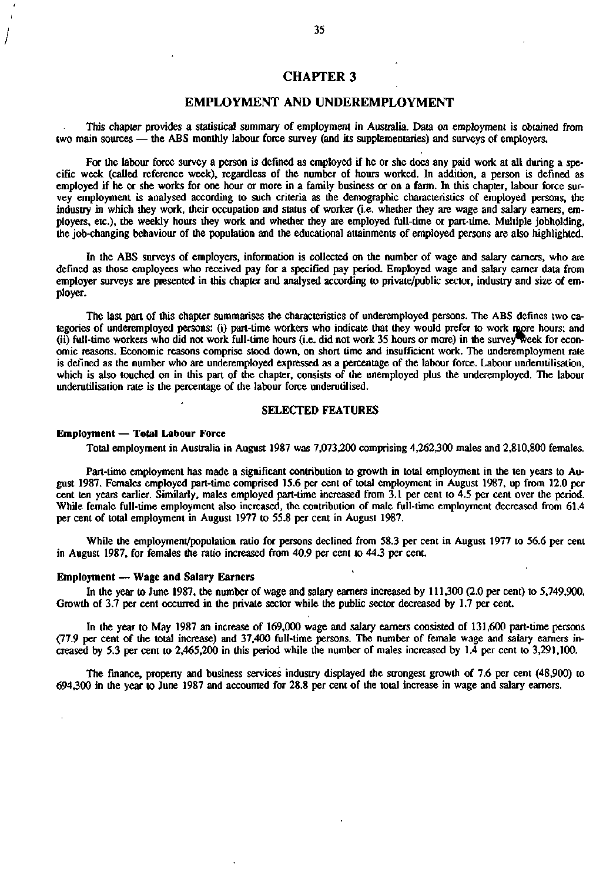# CHAPTER 3

## EMPLOYMENT AND UNDEREMPLOYMENT

This chapter provides a statistical summary of employment in Australia. Data on employment is obtained from two main sources — the ABS monthly labour force survey (and its supplementaries) and surveys of employers.

For the labour force survey a person is defined as employed if he or she does any paid work at all during a specific week (called reference week), regardless of the number of hours worked. In addition, a person is defined as employed if he or she works for one hour or more in a family business or on a farm. In this chapter, labour force survey employment is analysed according to such criteria as the demographic characteristics of employed persons, the industry in which they work, their occupation and status of worker (i.e. whether they are wage and salary earners, employers, etc.), the weekly hours they work and whether they are employed full-time or part-time. Multiple jobholding, the job-changing behaviour of the population and the educational attainments of employed persons are also highlighted.

In the ABS surveys of employers, information is collected on the number of wage and salary earners, who are defined as those employees who received pay for a specified pay period. Employed wage and salary earner data from employer surveys are presented in this chapter and analysed according to private/public sector, industry and size of employer.

The last part of this chapter summarises the characteristics of underemployed persons. The ABS defines two categories of underemployed persons: (i) part-time workers who indicate that they would prefer to work more hours; and (ii) full-time workers who did not work full-time hours (i.e. did not work 35 hours or more) in the survey week for economic reasons. Economic reasons comprise stood down, on short time and insufficient work. The underemployment rate is defined as the number who are underemployed expressed as a percentage of the labour force. Labour underutilisation, which is also touched on in this part of the chapter, consists of the unemployed plus the underemployed. The labour underutilisation rate is the percentage of the labour force underutilised.

## SELECTED FEATURES

### Employment — Total Labour Force

Total employment in Australia in August 1987 was 7,073,200 comprising 4,262,300 males and 2,810,800 females.

Part-time employment has made a significant contribution to growth in total employment in the ten years to August 1987. Females employed part-time comprised 15.6 per cent of total employment in August 1987, up from 12.0 per cent ten years earlier. Similarly, males employed part-time increased from 3.1 per cent to 4.5 per cent over the period. While female full-time employment also increased, the contribution of male full-time employment decreased from 61.4 per cent of total employment in August 1977 to 55.8 per cent in August 1987.

While the employment/population ratio for persons declined from 58.3 per cent in August 1977 to 56.6 per cent in August 1987, for females the ratio increased from 40.9 per cent to 44.3 per cent.

### Employment — Wage and Salary Earners

In the year to June 1987, the number of wage and salary earners increased by 111,300 (2.0 per cent) to 5,749,900. Growth of 3.7 per cent occurred in the private sector while the public sector decreased by 1.7 per cent.

In the year to May 1987 an increase of 169,000 wage and salary earners consisted of 131,600 part-time persons (77.9 per cent of the total increase) and 37,400 full-time persons. The number of female wage and salary earners increased by 5.3 per cent to 2,465,200 in this period while the number of males increased by 1.4 per cent to 3,291,100.

The finance, property and business services industry displayed the strongest growth of 7.6 per cent (48,900) to 694,300 in the year to June 1987 and accounted for 28.8 per cent of the total increase in wage and salary earners.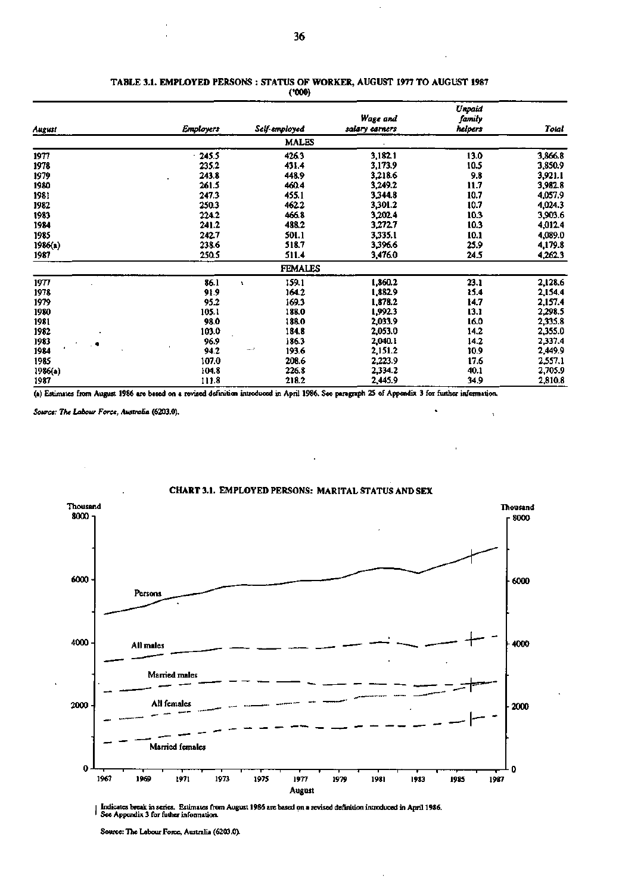### TABLE 3.1. EMPLOYED PERSONS : STATUS OF WORKER, AUGUST 1977 TO AUGUST 1987

('000)

| August | Employers | Self-employed | Wage and salary earners | Unpaid family helpers | Total |
|---|---|---|---|---|---|
| | | **MALES** | | | |
| 1977 | 245.5 | 426.3 | 3,182.1 | 13.0 | 3,866.8 |
| 1978 | 235.2 | 431.4 | 3,173.9 | 10.5 | 3,850.9 |
| 1979 | 243.8 | 448.9 | 3,218.6 | 9.8 | 3,921.1 |
| 1980 | 261.5 | 460.4 | 3,249.2 | 11.7 | 3,982.8 |
| 1981 | 247.3 | 455.1 | 3,344.8 | 10.7 | 4,057.9 |
| 1982 | 250.3 | 462.2 | 3,301.2 | 10.7 | 4,024.3 |
| 1983 | 224.2 | 466.8 | 3,202.4 | 10.3 | 3,903.6 |
| 1984 | 241.2 | 488.2 | 3,272.7 | 10.3 | 4,012.4 |
| 1985 | 242.7 | 501.1 | 3,335.1 | 10.1 | 4,089.0 |
| 1986(a) | 238.6 | 518.7 | 3,396.6 | 25.9 | 4,179.8 |
| 1987 | 250.5 | 511.4 | 3,476.0 | 24.5 | 4,262.3 |
| | | **FEMALES** | | | |
| 1977 | 86.1 | 159.1 | 1,860.2 | 23.1 | 2,128.6 |
| 1978 | 91.9 | 164.2 | 1,882.9 | 15.4 | 2,154.4 |
| 1979 | 95.2 | 169.3 | 1,878.2 | 14.7 | 2,157.4 |
| 1980 | 105.1 | 188.0 | 1,992.3 | 13.1 | 2,298.5 |
| 1981 | 98.0 | 188.0 | 2,033.9 | 16.0 | 2,335.8 |
| 1982 | 103.0 | 184.8 | 2,053.0 | 14.2 | 2,355.0 |
| 1983 | 96.9 | 186.3 | 2,040.1 | 14.2 | 2,337.4 |
| 1984 | 94.2 | 193.6 | 2,151.2 | 10.9 | 2,449.9 |
| 1985 | 107.0 | 208.6 | 2,223.9 | 17.6 | 2,557.1 |
| 1986(a) | 104.8 | 226.8 | 2,334.2 | 40.1 | 2,705.9 |
| 1987 | 111.8 | 218.2 | 2,445.9 | 34.9 | 2,810.8 |

(a) Estimates from August 1986 are based on a revised definition introduced in April 1986. See paragraph 25 of Appendix 3 for further information.

*Source: The Labour Force, Australia* (6203.0).

### CHART 3.1. EMPLOYED PERSONS: MARITAL STATUS AND SEX

| Indicates break in series. Estimates from August 1986 are based on a revised definition introduced in April 1986. See Appendix 3 for futher information.

Source: The Labour Force, Australia (6203.0).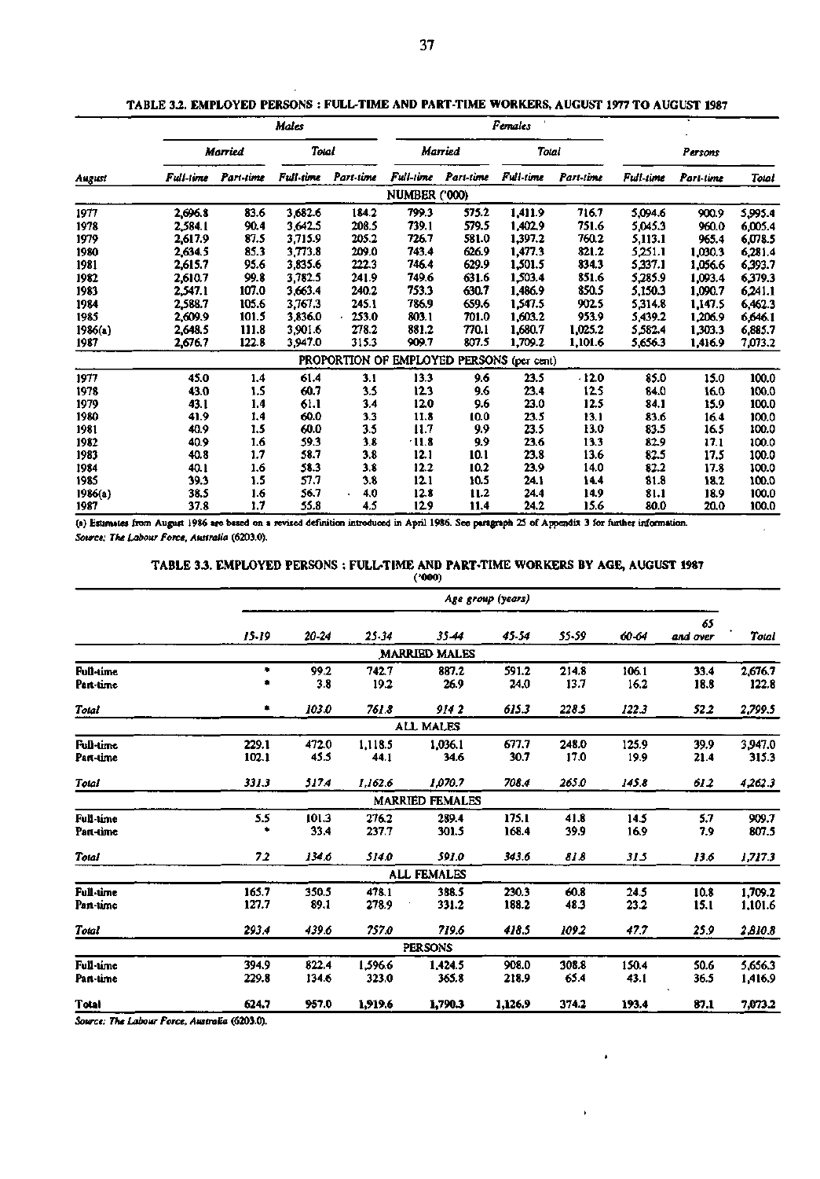TABLE 3.2. EMPLOYED PERSONS : FULL-TIME AND PART-TIME WORKERS, AUGUST 1977 TO AUGUST 1987

| | Males | | | | Females | | | | Persons | | |
|---|---|---|---|---|---|---|---|---|---|---|---|
| | Married | | Total | | Married | | Total | | | | |
| August | Full-time | Part-time | Full-time | Part-time | Full-time | Part-time | Full-time | Part-time | Full-time | Part-time | Total |
| | | | | | NUMBER ('000) | | | | | | |
| 1977 | 2,696.8 | 83.6 | 3,682.6 | 184.2 | 799.3 | 575.2 | 1,411.9 | 716.7 | 5,094.6 | 900.9 | 5,995.4 |
| 1978 | 2,584.1 | 90.4 | 3,642.5 | 208.5 | 739.1 | 579.5 | 1,402.9 | 751.6 | 5,045.3 | 960.0 | 6,005.4 |
| 1979 | 2,617.9 | 87.5 | 3,715.9 | 205.2 | 726.7 | 581.0 | 1,397.2 | 760.2 | 5,113.1 | 965.4 | 6,078.5 |
| 1980 | 2,634.5 | 85.3 | 3,773.8 | 209.0 | 743.4 | 626.9 | 1,477.3 | 821.2 | 5,251.1 | 1,030.3 | 6,281.4 |
| 1981 | 2,615.7 | 95.6 | 3,835.6 | 222.3 | 746.4 | 629.9 | 1,501.5 | 834.3 | 5,337.1 | 1,056.6 | 6,393.7 |
| 1982 | 2,610.7 | 99.8 | 3,782.5 | 241.9 | 749.6 | 631.6 | 1,503.4 | 851.6 | 5,285.9 | 1,093.4 | 6,379.3 |
| 1983 | 2,547.1 | 107.0 | 3,663.4 | 240.2 | 753.3 | 630.7 | 1,486.9 | 850.5 | 5,150.3 | 1,090.7 | 6,241.1 |
| 1984 | 2,588.7 | 105.6 | 3,767.3 | 245.1 | 786.9 | 659.6 | 1,547.5 | 902.5 | 5,314.8 | 1,147.5 | 6,462.3 |
| 1985 | 2,609.9 | 101.5 | 3,836.0 | 253.0 | 803.1 | 701.0 | 1,603.2 | 953.9 | 5,439.2 | 1,206.9 | 6,646.1 |
| 1986(a) | 2,648.5 | 111.8 | 3,901.6 | 278.2 | 881.2 | 770.1 | 1,680.7 | 1,025.2 | 5,582.4 | 1,303.3 | 6,885.7 |
| 1987 | 2,676.7 | 122.8 | 3,947.0 | 315.3 | 909.7 | 807.5 | 1,709.2 | 1,101.6 | 5,656.3 | 1,416.9 | 7,073.2 |
| | | | | PROPORTION OF EMPLOYED PERSONS (per cent) | | | | | | | |
| 1977 | 45.0 | 1.4 | 61.4 | 3.1 | 13.3 | 9.6 | 23.5 | 12.0 | 85.0 | 15.0 | 100.0 |
| 1978 | 43.0 | 1.5 | 60.7 | 3.5 | 12.3 | 9.6 | 23.4 | 12.5 | 84.0 | 16.0 | 100.0 |
| 1979 | 43.1 | 1.4 | 61.1 | 3.4 | 12.0 | 9.6 | 23.0 | 12.5 | 84.1 | 15.9 | 100.0 |
| 1980 | 41.9 | 1.4 | 60.0 | 3.3 | 11.8 | 10.0 | 23.5 | 13.1 | 83.6 | 16.4 | 100.0 |
| 1981 | 40.9 | 1.5 | 60.0 | 3.5 | 11.7 | 9.9 | 23.5 | 13.0 | 83.5 | 16.5 | 100.0 |
| 1982 | 40.9 | 1.6 | 59.3 | 3.8 | 11.8 | 9.9 | 23.6 | 13.3 | 82.9 | 17.1 | 100.0 |
| 1983 | 40.8 | 1.7 | 58.7 | 3.8 | 12.1 | 10.1 | 23.8 | 13.6 | 82.5 | 17.5 | 100.0 |
| 1984 | 40.1 | 1.6 | 58.3 | 3.8 | 12.2 | 10.2 | 23.9 | 14.0 | 82.2 | 17.8 | 100.0 |
| 1985 | 39.3 | 1.5 | 57.7 | 3.8 | 12.1 | 10.5 | 24.1 | 14.4 | 81.8 | 18.2 | 100.0 |
| 1986(a) | 38.5 | 1.6 | 56.7 | 4.0 | 12.8 | 11.2 | 24.4 | 14.9 | 81.1 | 18.9 | 100.0 |
| 1987 | 37.8 | 1.7 | 55.8 | 4.5 | 12.9 | 11.4 | 24.2 | 15.6 | 80.0 | 20.0 | 100.0 |

(a) Estimates from August 1986 are based on a revised definition introduced in April 1986. See paragraph 25 of Appendix 3 for further information.

*Source: The Labour Force, Australia (6203.0).*

TABLE 3.3. EMPLOYED PERSONS : FULL-TIME AND PART-TIME WORKERS BY AGE, AUGUST 1987
('000)

| | Age group (years) | | | | | | | | |
|---|---|---|---|---|---|---|---|---|---|
| | 15-19 | 20-24 | 25-34 | 35-44 | 45-54 | 55-59 | 60-64 | 65 and over | Total |
| | | | | MARRIED MALES | | | | | |
| Full-time | * | 99.2 | 742.7 | 887.2 | 591.2 | 214.8 | 106.1 | 33.4 | 2,676.7 |
| Part-time | * | 3.8 | 19.2 | 26.9 | 24.0 | 13.7 | 16.2 | 18.8 | 122.8 |
| *Total* | * | *103.0* | *761.8* | *914.2* | *615.3* | *228.5* | *122.3* | *52.2* | *2,799.5* |
| | | | | ALL MALES | | | | | |
| Full-time | 229.1 | 472.0 | 1,118.5 | 1,036.1 | 677.7 | 248.0 | 125.9 | 39.9 | 3,947.0 |
| Part-time | 102.1 | 45.5 | 44.1 | 34.6 | 30.7 | 17.0 | 19.9 | 21.4 | 315.3 |
| *Total* | *331.3* | *517.4* | *1,162.6* | *1,070.7* | *708.4* | *265.0* | *145.8* | *61.2* | *4,262.3* |
| | | | | MARRIED FEMALES | | | | | |
| Full-time | 5.5 | 101.3 | 276.2 | 289.4 | 175.1 | 41.8 | 14.5 | 5.7 | 909.7 |
| Part-time | * | 33.4 | 237.7 | 301.5 | 168.4 | 39.9 | 16.9 | 7.9 | 807.5 |
| *Total* | *7.2* | *134.6* | *514.0* | *591.0* | *343.6* | *81.8* | *31.5* | *13.6* | *1,717.3* |
| | | | | ALL FEMALES | | | | | |
| Full-time | 165.7 | 350.5 | 478.1 | 388.5 | 230.3 | 60.8 | 24.5 | 10.8 | 1,709.2 |
| Part-time | 127.7 | 89.1 | 278.9 | 331.2 | 188.2 | 48.3 | 23.2 | 15.1 | 1,101.6 |
| *Total* | *293.4* | *439.6* | *757.0* | *719.6* | *418.5* | *109.2* | *47.7* | *25.9* | *2,810.8* |
| | | | | PERSONS | | | | | |
| Full-time | 394.9 | 822.4 | 1,596.6 | 1,424.5 | 908.0 | 308.8 | 150.4 | 50.6 | 5,656.3 |
| Part-time | 229.8 | 134.6 | 323.0 | 365.8 | 218.9 | 65.4 | 43.1 | 36.5 | 1,416.9 |
| **Total** | **624.7** | **957.0** | **1,919.6** | **1,790.3** | **1,126.9** | **374.2** | **193.4** | **87.1** | **7,073.2** |

*Source: The Labour Force, Australia (6203.0).*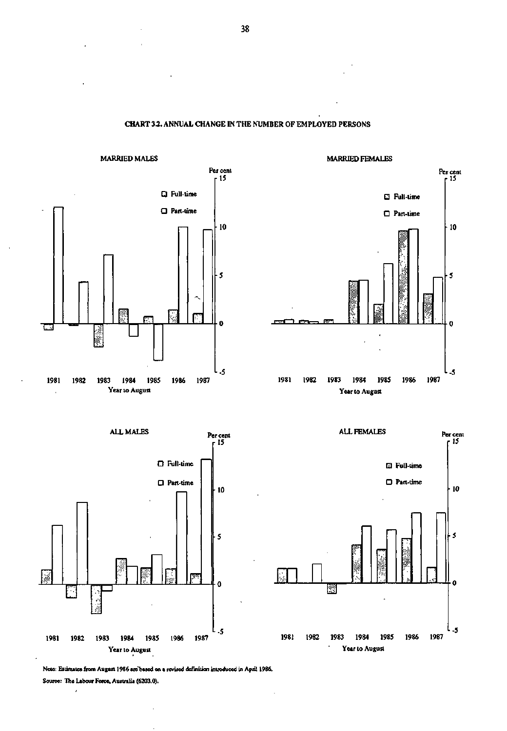**CHART 3.2. ANNUAL CHANGE IN THE NUMBER OF EMPLOYED PERSONS**

MARRIED MALES

Per cent

Full-time

Part-time

1981 1982 1983 1984 1985 1986 1987

Year to August

MARRIED FEMALES

Per cent

Full-time

Part-time

1981 1982 1983 1984 1985 1986 1987

Year to August

ALL MALES

Per cent

Full-time

Part-time

1981 1982 1983 1984 1985 1986 1987

Year to August

ALL FEMALES

Per cent

Full-time

Part-time

1981 1982 1983 1984 1985 1986 1987

Year to August

Note: Estimates from August 1986 are based on a revised definition introduced in April 1986.

Source: The Labour Force, Australia (6203.0).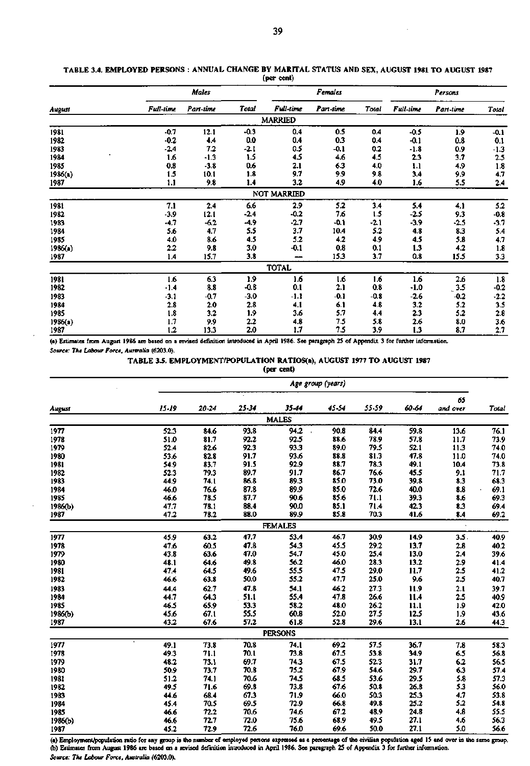**TABLE 3.4. EMPLOYED PERSONS : ANNUAL CHANGE BY MARITAL STATUS AND SEX, AUGUST 1981 TO AUGUST 1987**
(per cent)

| | *Males* | | | *Females* | | | *Persons* | | |
|---|---|---|---|---|---|---|---|---|---|
| *August* | *Full-time* | *Part-time* | *Total* | *Full-time* | *Part-time* | *Total* | *Full-time* | *Part-time* | *Total* |
| | | | | MARRIED | | | | | |
| 1981 | -0.7 | 12.1 | -0.3 | 0.4 | 0.5 | 0.4 | -0.5 | 1.9 | -0.1 |
| 1982 | -0.2 | 4.4 | 0.0 | 0.4 | 0.3 | 0.4 | -0.1 | 0.8 | 0.1 |
| 1983 | -2.4 | 7.2 | -2.1 | 0.5 | -0.1 | 0.2 | -1.8 | 0.9 | -1.3 |
| 1984 | 1.6 | -1.3 | 1.5 | 4.5 | 4.6 | 4.5 | 2.3 | 3.7 | 2.5 |
| 1985 | 0.8 | -3.8 | 0.6 | 2.1 | 6.3 | 4.0 | 1.1 | 4.9 | 1.8 |
| 1986(a) | 1.5 | 10.1 | 1.8 | 9.7 | 9.9 | 9.8 | 3.4 | 9.9 | 4.7 |
| 1987 | 1.1 | 9.8 | 1.4 | 3.2 | 4.9 | 4.0 | 1.6 | 5.5 | 2.4 |
| | | | | NOT MARRIED | | | | | |
| 1981 | 7.1 | 2.4 | 6.6 | 2.9 | 5.2 | 3.4 | 5.4 | 4.1 | 5.2 |
| 1982 | -3.9 | 12.1 | -2.4 | -0.2 | 7.6 | 1.5 | -2.5 | 9.3 | -0.8 |
| 1983 | -4.7 | -6.2 | -4.9 | -2.7 | -0.1 | -2.1 | -3.9 | -2.5 | -3.7 |
| 1984 | 5.6 | 4.7 | 5.5 | 3.7 | 10.4 | 5.2 | 4.8 | 8.3 | 5.4 |
| 1985 | 4.0 | 8.6 | 4.5 | 5.2 | 4.2 | 4.9 | 4.5 | 5.8 | 4.7 |
| 1986(a) | 2.2 | 9.8 | 3.0 | -0.1 | 0.8 | 0.1 | 1.3 | 4.2 | 1.8 |
| 1987 | 1.4 | 15.7 | 3.8 | — | 15.3 | 3.7 | 0.8 | 15.5 | 3.3 |
| | | | | TOTAL | | | | | |
| 1981 | 1.6 | 6.3 | 1.9 | 1.6 | 1.6 | 1.6 | 1.6 | 2.6 | 1.8 |
| 1982 | -1.4 | 8.8 | -0.8 | 0.1 | 2.1 | 0.8 | -1.0 | 3.5 | -0.2 |
| 1983 | -3.1 | -0.7 | -3.0 | -1.1 | -0.1 | -0.8 | -2.6 | -0.2 | -2.2 |
| 1984 | 2.8 | 2.0 | 2.8 | 4.1 | 6.1 | 4.8 | 3.2 | 5.2 | 3.5 |
| 1985 | 1.8 | 3.2 | 1.9 | 3.6 | 5.7 | 4.4 | 2.3 | 5.2 | 2.8 |
| 1986(a) | 1.7 | 9.9 | 2.2 | 4.8 | 7.5 | 5.8 | 2.6 | 8.0 | 3.6 |
| 1987 | 1.2 | 13.3 | 2.0 | 1.7 | 7.5 | 3.9 | 1.3 | 8.7 | 2.7 |

(a) Estimates from August 1986 are based on a revised definition introduced in April 1986. See paragraph 25 of Appendix 3 for further information.
*Source: The Labour Force, Australia (6203.0).*

**TABLE 3.5. EMPLOYMENT/POPULATION RATIOS(a), AUGUST 1977 TO AUGUST 1987**
(per cent)

| | *Age group (years)* | | | | | | | | |
|---|---|---|---|---|---|---|---|---|---|
| *August* | *15-19* | *20-24* | *25-34* | *35-44* | *45-54* | *55-59* | *60-64* | *65 and over* | *Total* |
| | | | | MALES | | | | | |
| 1977 | 52.3 | 84.6 | 93.8 | 94.2 | 90.8 | 84.4 | 59.8 | 13.6 | 76.1 |
| 1978 | 51.0 | 81.7 | 92.2 | 92.5 | 88.6 | 78.9 | 57.8 | 11.7 | 73.9 |
| 1979 | 52.4 | 82.6 | 92.3 | 93.3 | 89.0 | 79.5 | 52.1 | 11.3 | 74.0 |
| 1980 | 53.6 | 82.8 | 91.7 | 93.6 | 88.8 | 81.3 | 47.8 | 11.0 | 74.0 |
| 1981 | 54.9 | 83.7 | 91.5 | 92.9 | 88.7 | 78.3 | 49.1 | 10.4 | 73.8 |
| 1982 | 52.3 | 79.3 | 89.7 | 91.7 | 86.7 | 76.6 | 45.5 | 9.1 | 71.7 |
| 1983 | 44.9 | 74.1 | 86.8 | 89.3 | 85.0 | 73.0 | 39.8 | 8.3 | 68.3 |
| 1984 | 46.0 | 76.6 | 87.8 | 89.9 | 85.0 | 72.6 | 40.0 | 8.8 | 69.1 |
| 1985 | 46.6 | 78.5 | 87.7 | 90.6 | 85.6 | 71.1 | 39.3 | 8.6 | 69.3 |
| 1986(b) | 47.7 | 78.1 | 88.4 | 90.0 | 85.1 | 71.4 | 42.3 | 8.3 | 69.4 |
| 1987 | 47.2 | 78.2 | 88.0 | 89.9 | 85.8 | 70.3 | 41.6 | 8.4 | 69.2 |
| | | | | FEMALES | | | | | |
| 1977 | 45.9 | 63.2 | 47.7 | 53.4 | 46.7 | 30.9 | 14.9 | 3.5 | 40.9 |
| 1978 | 47.6 | 60.5 | 47.8 | 54.3 | 45.5 | 29.2 | 13.7 | 2.8 | 40.2 |
| 1979 | 43.8 | 63.6 | 47.0 | 54.7 | 45.0 | 25.4 | 13.0 | 2.4 | 39.6 |
| 1980 | 48.1 | 64.6 | 49.8 | 56.2 | 46.0 | 28.3 | 13.2 | 2.9 | 41.4 |
| 1981 | 47.4 | 64.5 | 49.6 | 55.5 | 47.5 | 29.0 | 11.7 | 2.5 | 41.2 |
| 1982 | 46.6 | 63.8 | 50.0 | 55.2 | 47.7 | 25.0 | 9.6 | 2.5 | 40.7 |
| 1983 | 44.4 | 62.7 | 47.8 | 54.1 | 46.2 | 27.3 | 11.9 | 2.1 | 39.7 |
| 1984 | 44.7 | 64.3 | 51.1 | 55.4 | 47.8 | 26.6 | 11.4 | 2.5 | 40.9 |
| 1985 | 46.5 | 65.9 | 53.3 | 58.2 | 48.0 | 26.2 | 11.1 | 1.9 | 42.0 |
| 1986(b) | 45.6 | 67.1 | 55.5 | 60.8 | 52.0 | 27.5 | 12.5 | 1.9 | 43.6 |
| 1987 | 43.2 | 67.6 | 57.2 | 61.8 | 52.8 | 29.6 | 13.1 | 2.6 | 44.3 |
| | | | | PERSONS | | | | | |
| 1977 | 49.1 | 73.8 | 70.8 | 74.1 | 69.2 | 57.5 | 36.7 | 7.8 | 58.3 |
| 1978 | 49.3 | 71.1 | 70.1 | 73.8 | 67.5 | 53.8 | 34.9 | 6.5 | 56.8 |
| 1979 | 48.2 | 73.1 | 69.7 | 74.3 | 67.5 | 52.3 | 31.7 | 6.2 | 56.5 |
| 1980 | 50.9 | 73.7 | 70.8 | 75.2 | 67.9 | 54.6 | 29.7 | 6.3 | 57.4 |
| 1981 | 51.2 | 74.1 | 70.6 | 74.5 | 68.5 | 53.6 | 29.5 | 5.8 | 57.3 |
| 1982 | 49.5 | 71.6 | 69.8 | 73.8 | 67.6 | 50.8 | 26.8 | 5.3 | 56.0 |
| 1983 | 44.6 | 68.4 | 67.3 | 71.9 | 66.0 | 50.3 | 25.3 | 4.7 | 53.8 |
| 1984 | 45.4 | 70.5 | 69.5 | 72.9 | 66.8 | 49.8 | 25.2 | 5.2 | 54.8 |
| 1985 | 46.6 | 72.2 | 70.6 | 74.6 | 67.2 | 48.9 | 24.8 | 4.8 | 55.5 |
| 1986(b) | 46.6 | 72.7 | 72.0 | 75.6 | 68.9 | 49.5 | 27.1 | 4.6 | 56.3 |
| 1987 | 45.2 | 72.9 | 72.6 | 76.0 | 69.6 | 50.0 | 27.1 | 5.0 | 56.6 |

(a) Employment/population ratio for any group is the number of employed persons expressed as a percentage of the civilian population aged 15 and over in the same group.
(b) Estimates from August 1986 are based on a revised definition introduced in April 1986. See paragraph 25 of Appendix 3 for further information.
*Source: The Labour Force, Australia (6203.0).*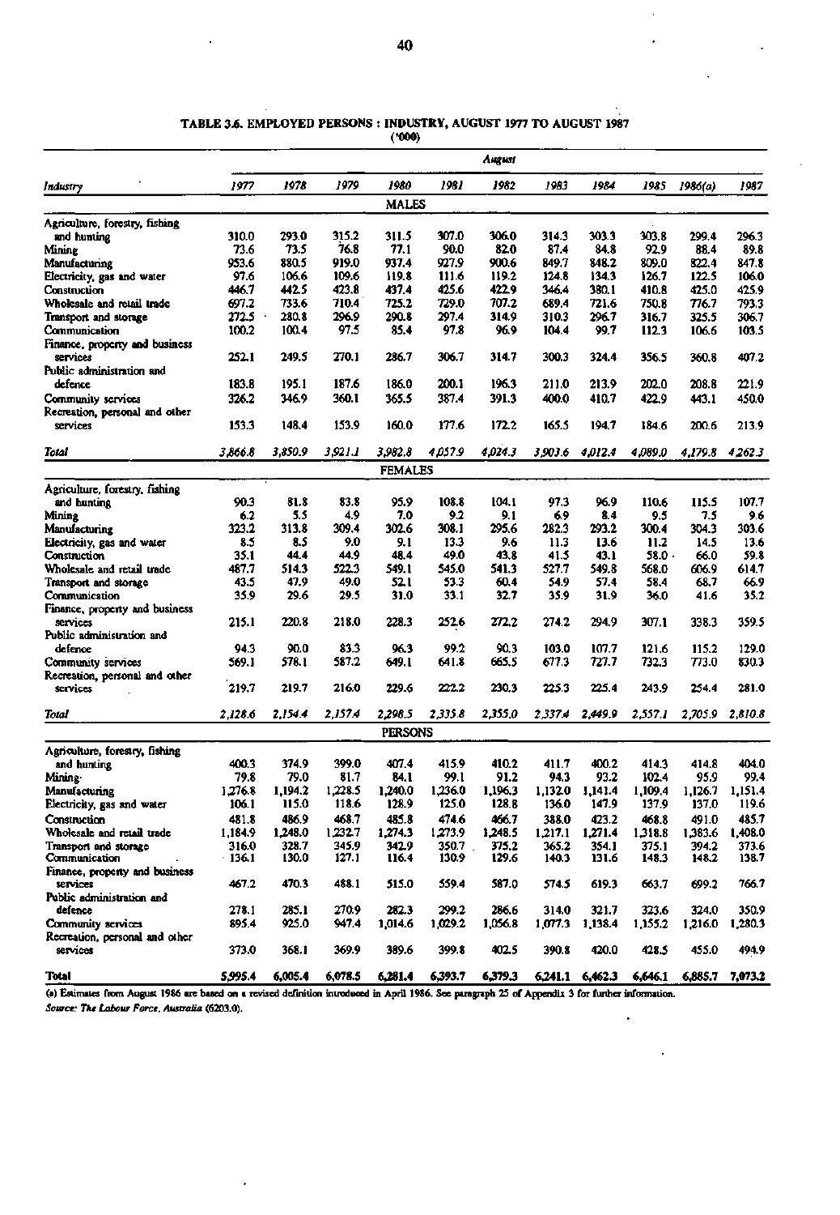**TABLE 3.6. EMPLOYED PERSONS : INDUSTRY, AUGUST 1977 TO AUGUST 1987**
**('000)**

| Industry | 1977 | 1978 | 1979 | 1980 | 1981 | 1982 | 1983 | 1984 | 1985 | 1986(a) | 1987 |
|---|---|---|---|---|---|---|---|---|---|---|---|
| | | | | | | *August* | | | | | |
| | | | | | **MALES** | | | | | | |
| Agriculture, forestry, fishing and hunting | 310.0 | 293.0 | 315.2 | 311.5 | 307.0 | 306.0 | 314.3 | 303.3 | 303.8 | 299.4 | 296.3 |
| Mining | 73.6 | 73.5 | 76.8 | 77.1 | 90.0 | 82.0 | 87.4 | 84.8 | 92.9 | 88.4 | 89.8 |
| Manufacturing | 953.6 | 880.5 | 919.0 | 937.4 | 927.9 | 900.6 | 849.7 | 848.2 | 809.0 | 822.4 | 847.8 |
| Electricity, gas and water | 97.6 | 106.6 | 109.6 | 119.8 | 111.6 | 119.2 | 124.8 | 134.3 | 126.7 | 122.5 | 106.0 |
| Construction | 446.7 | 442.5 | 423.8 | 437.4 | 425.6 | 422.9 | 346.4 | 380.1 | 410.8 | 425.0 | 425.9 |
| Wholesale and retail trade | 697.2 | 733.6 | 710.4 | 725.2 | 729.0 | 707.2 | 689.4 | 721.6 | 750.8 | 776.7 | 793.3 |
| Transport and storage | 272.5 | 280.8 | 296.9 | 290.8 | 297.4 | 314.9 | 310.3 | 296.7 | 316.7 | 325.5 | 306.7 |
| Communication | 100.2 | 100.4 | 97.5 | 85.4 | 97.8 | 96.9 | 104.4 | 99.7 | 112.3 | 106.6 | 103.5 |
| Finance, property and business services | 252.1 | 249.5 | 270.1 | 286.7 | 306.7 | 314.7 | 300.3 | 324.4 | 356.5 | 360.8 | 407.2 |
| Public administration and defence | 183.8 | 195.1 | 187.6 | 186.0 | 200.1 | 196.3 | 211.0 | 213.9 | 202.0 | 208.8 | 221.9 |
| Community services | 326.2 | 346.9 | 360.1 | 365.5 | 387.4 | 391.3 | 400.0 | 410.7 | 422.9 | 443.1 | 450.0 |
| Recreation, personal and other services | 153.3 | 148.4 | 153.9 | 160.0 | 177.6 | 172.2 | 165.5 | 194.7 | 184.6 | 200.6 | 213.9 |
| *Total* | *3,866.8* | *3,850.9* | *3,921.1* | *3,982.8* | *4,057.9* | *4,024.3* | *3,903.6* | *4,012.4* | *4,089.0* | *4,179.8* | *4,262.3* |
| | | | | | **FEMALES** | | | | | | |
| Agriculture, forestry, fishing and hunting | 90.3 | 81.8 | 83.8 | 95.9 | 108.8 | 104.1 | 97.3 | 96.9 | 110.6 | 115.5 | 107.7 |
| Mining | 6.2 | 5.5 | 4.9 | 7.0 | 9.2 | 9.1 | 6.9 | 8.4 | 9.5 | 7.5 | 9.6 |
| Manufacturing | 323.2 | 313.8 | 309.4 | 302.6 | 308.1 | 295.6 | 282.3 | 293.2 | 300.4 | 304.3 | 303.6 |
| Electricity, gas and water | 8.5 | 8.5 | 9.0 | 9.1 | 13.3 | 9.6 | 11.3 | 13.6 | 11.2 | 14.5 | 13.6 |
| Construction | 35.1 | 44.4 | 44.9 | 48.4 | 49.0 | 43.8 | 41.5 | 43.1 | 58.0 | 66.0 | 59.8 |
| Wholesale and retail trade | 487.7 | 514.3 | 522.3 | 549.1 | 545.0 | 541.3 | 527.7 | 549.8 | 568.0 | 606.9 | 614.7 |
| Transport and storage | 43.5 | 47.9 | 49.0 | 52.1 | 53.3 | 60.4 | 54.9 | 57.4 | 58.4 | 68.7 | 66.9 |
| Communication | 35.9 | 29.6 | 29.5 | 31.0 | 33.1 | 32.7 | 35.9 | 31.9 | 36.0 | 41.6 | 35.2 |
| Finance, property and business services | 215.1 | 220.8 | 218.0 | 228.3 | 252.6 | 272.2 | 274.2 | 294.9 | 307.1 | 338.3 | 359.5 |
| Public administration and defence | 94.3 | 90.0 | 83.3 | 96.3 | 99.2 | 90.3 | 103.0 | 107.7 | 121.6 | 115.2 | 129.0 |
| Community services | 569.1 | 578.1 | 587.2 | 649.1 | 641.8 | 665.5 | 677.3 | 727.7 | 732.3 | 773.0 | 830.3 |
| Recreation, personal and other services | 219.7 | 219.7 | 216.0 | 229.6 | 222.2 | 230.3 | 225.3 | 225.4 | 243.9 | 254.4 | 281.0 |
| *Total* | *2,128.6* | *2,154.4* | *2,157.4* | *2,298.5* | *2,335.8* | *2,355.0* | *2,337.4* | *2,449.9* | *2,557.1* | *2,705.9* | *2,810.8* |
| | | | | | **PERSONS** | | | | | | |
| Agriculture, forestry, fishing and hunting | 400.3 | 374.9 | 399.0 | 407.4 | 415.9 | 410.2 | 411.7 | 400.2 | 414.3 | 414.8 | 404.0 |
| Mining | 79.8 | 79.0 | 81.7 | 84.1 | 99.1 | 91.2 | 94.3 | 93.2 | 102.4 | 95.9 | 99.4 |
| Manufacturing | 1,276.8 | 1,194.2 | 1,228.5 | 1,240.0 | 1,236.0 | 1,196.3 | 1,132.0 | 1,141.4 | 1,109.4 | 1,126.7 | 1,151.4 |
| Electricity, gas and water | 106.1 | 115.0 | 118.6 | 128.9 | 125.0 | 128.8 | 136.0 | 147.9 | 137.9 | 137.0 | 119.6 |
| Construction | 481.8 | 486.9 | 468.7 | 485.8 | 474.6 | 466.7 | 388.0 | 423.2 | 468.8 | 491.0 | 485.7 |
| Wholesale and retail trade | 1,184.9 | 1,248.0 | 1,232.7 | 1,274.3 | 1,273.9 | 1,248.5 | 1,217.1 | 1,271.4 | 1,318.8 | 1,383.6 | 1,408.0 |
| Transport and storage | 316.0 | 328.7 | 345.9 | 342.9 | 350.7 | 375.2 | 365.2 | 354.1 | 375.1 | 394.2 | 373.6 |
| Communication | 136.1 | 130.0 | 127.1 | 116.4 | 130.9 | 129.6 | 140.3 | 131.6 | 148.3 | 148.2 | 138.7 |
| Finance, property and business services | 467.2 | 470.3 | 488.1 | 515.0 | 559.4 | 587.0 | 574.5 | 619.3 | 663.7 | 699.2 | 766.7 |
| Public administration and defence | 278.1 | 285.1 | 270.9 | 282.3 | 299.2 | 286.6 | 314.0 | 321.7 | 323.6 | 324.0 | 350.9 |
| Community services | 895.4 | 925.0 | 947.4 | 1,014.6 | 1,029.2 | 1,056.8 | 1,077.3 | 1,138.4 | 1,155.2 | 1,216.0 | 1,280.3 |
| Recreation, personal and other services | 373.0 | 368.1 | 369.9 | 389.6 | 399.8 | 402.5 | 390.8 | 420.0 | 428.5 | 455.0 | 494.9 |
| **Total** | **5,995.4** | **6,005.4** | **6,078.5** | **6,281.4** | **6,393.7** | **6,379.3** | **6,241.1** | **6,462.3** | **6,646.1** | **6,885.7** | **7,073.2** |

(a) Estimates from August 1986 are based on a revised definition introduced in April 1986. See paragraph 25 of Appendix 3 for further information.
*Source: The Labour Force, Australia* (6203.0).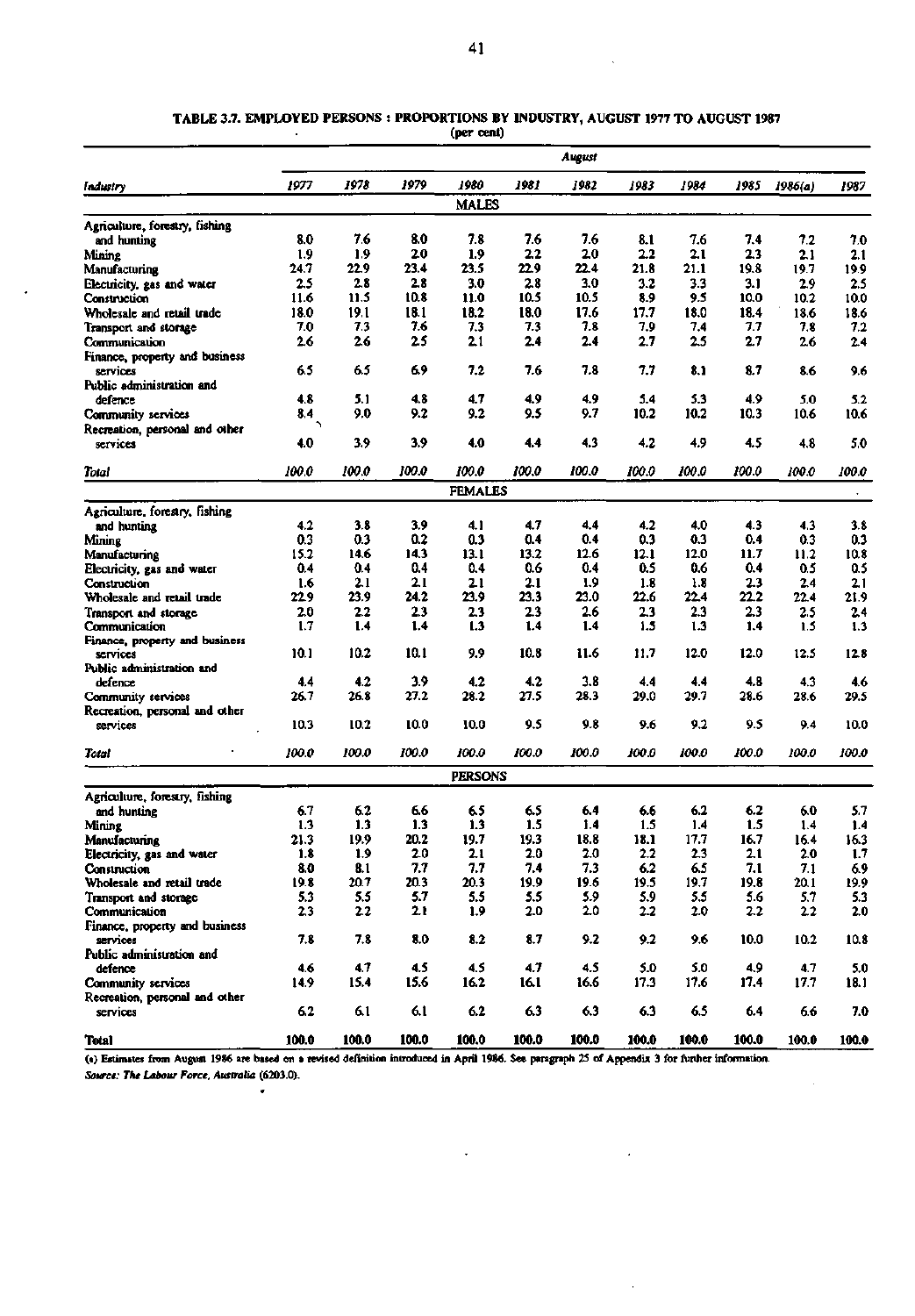**TABLE 3.7. EMPLOYED PERSONS : PROPORTIONS BY INDUSTRY, AUGUST 1977 TO AUGUST 1987**
(per cent)

| *Industry* | *1977* | *1978* | *1979* | *1980* | *1981* | *1982* | *1983* | *1984* | *1985* | *1986(a)* | *1987* |
|---|---|---|---|---|---|---|---|---|---|---|---|
| | | | | | | *August* | | | | | |
| | | | | | | **MALES** | | | | | |
| Agriculture, forestry, fishing and hunting | 8.0 | 7.6 | 8.0 | 7.8 | 7.6 | 7.6 | 8.1 | 7.6 | 7.4 | 7.2 | 7.0 |
| Mining | 1.9 | 1.9 | 2.0 | 1.9 | 2.2 | 2.0 | 2.2 | 2.1 | 2.3 | 2.1 | 2.1 |
| Manufacturing | 24.7 | 22.9 | 23.4 | 23.5 | 22.9 | 22.4 | 21.8 | 21.1 | 19.8 | 19.7 | 19.9 |
| Electricity, gas and water | 2.5 | 2.8 | 2.8 | 3.0 | 2.8 | 3.0 | 3.2 | 3.3 | 3.1 | 2.9 | 2.5 |
| Construction | 11.6 | 11.5 | 10.8 | 11.0 | 10.5 | 10.5 | 8.9 | 9.5 | 10.0 | 10.2 | 10.0 |
| Wholesale and retail trade | 18.0 | 19.1 | 18.1 | 18.2 | 18.0 | 17.6 | 17.7 | 18.0 | 18.4 | 18.6 | 18.6 |
| Transport and storage | 7.0 | 7.3 | 7.6 | 7.3 | 7.3 | 7.8 | 7.9 | 7.4 | 7.7 | 7.8 | 7.2 |
| Communication | 2.6 | 2.6 | 2.5 | 2.1 | 2.4 | 2.4 | 2.7 | 2.5 | 2.7 | 2.6 | 2.4 |
| Finance, property and business services | 6.5 | 6.5 | 6.9 | 7.2 | 7.6 | 7.8 | 7.7 | 8.1 | 8.7 | 8.6 | 9.6 |
| Public administration and defence | 4.8 | 5.1 | 4.8 | 4.7 | 4.9 | 4.9 | 5.4 | 5.3 | 4.9 | 5.0 | 5.2 |
| Community services | 8.4 | 9.0 | 9.2 | 9.2 | 9.5 | 9.7 | 10.2 | 10.2 | 10.3 | 10.6 | 10.6 |
| Recreation, personal and other services | 4.0 | 3.9 | 3.9 | 4.0 | 4.4 | 4.3 | 4.2 | 4.9 | 4.5 | 4.8 | 5.0 |
| *Total* | *100.0* | *100.0* | *100.0* | *100.0* | *100.0* | *100.0* | *100.0* | *100.0* | *100.0* | *100.0* | *100.0* |
| | | | | | | **FEMALES** | | | | | |
| Agriculture, forestry, fishing and hunting | 4.2 | 3.8 | 3.9 | 4.1 | 4.7 | 4.4 | 4.2 | 4.0 | 4.3 | 4.3 | 3.8 |
| Mining | 0.3 | 0.3 | 0.2 | 0.3 | 0.4 | 0.4 | 0.3 | 0.3 | 0.4 | 0.3 | 0.3 |
| Manufacturing | 15.2 | 14.6 | 14.3 | 13.1 | 13.2 | 12.6 | 12.1 | 12.0 | 11.7 | 11.2 | 10.8 |
| Electricity, gas and water | 0.4 | 0.4 | 0.4 | 0.4 | 0.6 | 0.4 | 0.5 | 0.6 | 0.4 | 0.5 | 0.5 |
| Construction | 1.6 | 2.1 | 2.1 | 2.1 | 2.1 | 1.9 | 1.8 | 1.8 | 2.3 | 2.4 | 2.1 |
| Wholesale and retail trade | 22.9 | 23.9 | 24.2 | 23.9 | 23.3 | 23.0 | 22.6 | 22.4 | 22.2 | 22.4 | 21.9 |
| Transport and storage | 2.0 | 2.2 | 2.3 | 2.3 | 2.3 | 2.6 | 2.3 | 2.3 | 2.3 | 2.5 | 2.4 |
| Communication | 1.7 | 1.4 | 1.4 | 1.3 | 1.4 | 1.4 | 1.5 | 1.3 | 1.4 | 1.5 | 1.3 |
| Finance, property and business services | 10.1 | 10.2 | 10.1 | 9.9 | 10.8 | 11.6 | 11.7 | 12.0 | 12.0 | 12.5 | 12.8 |
| Public administration and defence | 4.4 | 4.2 | 3.9 | 4.2 | 4.2 | 3.8 | 4.4 | 4.4 | 4.8 | 4.3 | 4.6 |
| Community services | 26.7 | 26.8 | 27.2 | 28.2 | 27.5 | 28.3 | 29.0 | 29.7 | 28.6 | 28.6 | 29.5 |
| Recreation, personal and other services | 10.3 | 10.2 | 10.0 | 10.0 | 9.5 | 9.8 | 9.6 | 9.2 | 9.5 | 9.4 | 10.0 |
| *Total* | *100.0* | *100.0* | *100.0* | *100.0* | *100.0* | *100.0* | *100.0* | *100.0* | *100.0* | *100.0* | *100.0* |
| | | | | | | **PERSONS** | | | | | |
| Agriculture, forestry, fishing and hunting | 6.7 | 6.2 | 6.6 | 6.5 | 6.5 | 6.4 | 6.6 | 6.2 | 6.2 | 6.0 | 5.7 |
| Mining | 1.3 | 1.3 | 1.3 | 1.3 | 1.5 | 1.4 | 1.5 | 1.4 | 1.5 | 1.4 | 1.4 |
| Manufacturing | 21.3 | 19.9 | 20.2 | 19.7 | 19.3 | 18.8 | 18.1 | 17.7 | 16.7 | 16.4 | 16.3 |
| Electricity, gas and water | 1.8 | 1.9 | 2.0 | 2.1 | 2.0 | 2.0 | 2.2 | 2.3 | 2.1 | 2.0 | 1.7 |
| Construction | 8.0 | 8.1 | 7.7 | 7.7 | 7.4 | 7.3 | 6.2 | 6.5 | 7.1 | 7.1 | 6.9 |
| Wholesale and retail trade | 19.8 | 20.7 | 20.3 | 20.3 | 19.9 | 19.6 | 19.5 | 19.7 | 19.8 | 20.1 | 19.9 |
| Transport and storage | 5.3 | 5.5 | 5.7 | 5.5 | 5.5 | 5.9 | 5.9 | 5.5 | 5.6 | 5.7 | 5.3 |
| Communication | 2.3 | 2.2 | 2.1 | 1.9 | 2.0 | 2.0 | 2.2 | 2.0 | 2.2 | 2.2 | 2.0 |
| Finance, property and business services | 7.8 | 7.8 | 8.0 | 8.2 | 8.7 | 9.2 | 9.2 | 9.6 | 10.0 | 10.2 | 10.8 |
| Public administration and defence | 4.6 | 4.7 | 4.5 | 4.5 | 4.7 | 4.5 | 5.0 | 5.0 | 4.9 | 4.7 | 5.0 |
| Community services | 14.9 | 15.4 | 15.6 | 16.2 | 16.1 | 16.6 | 17.3 | 17.6 | 17.4 | 17.7 | 18.1 |
| Recreation, personal and other services | 6.2 | 6.1 | 6.1 | 6.2 | 6.3 | 6.3 | 6.3 | 6.5 | 6.4 | 6.6 | 7.0 |
| **Total** | **100.0** | **100.0** | **100.0** | **100.0** | **100.0** | **100.0** | **100.0** | **100.0** | **100.0** | **100.0** | **100.0** |

(a) Estimates from August 1986 are based on a revised definition introduced in April 1986. See paragraph 25 of Appendix 3 for further information.

*Source: The Labour Force, Australia* (6203.0).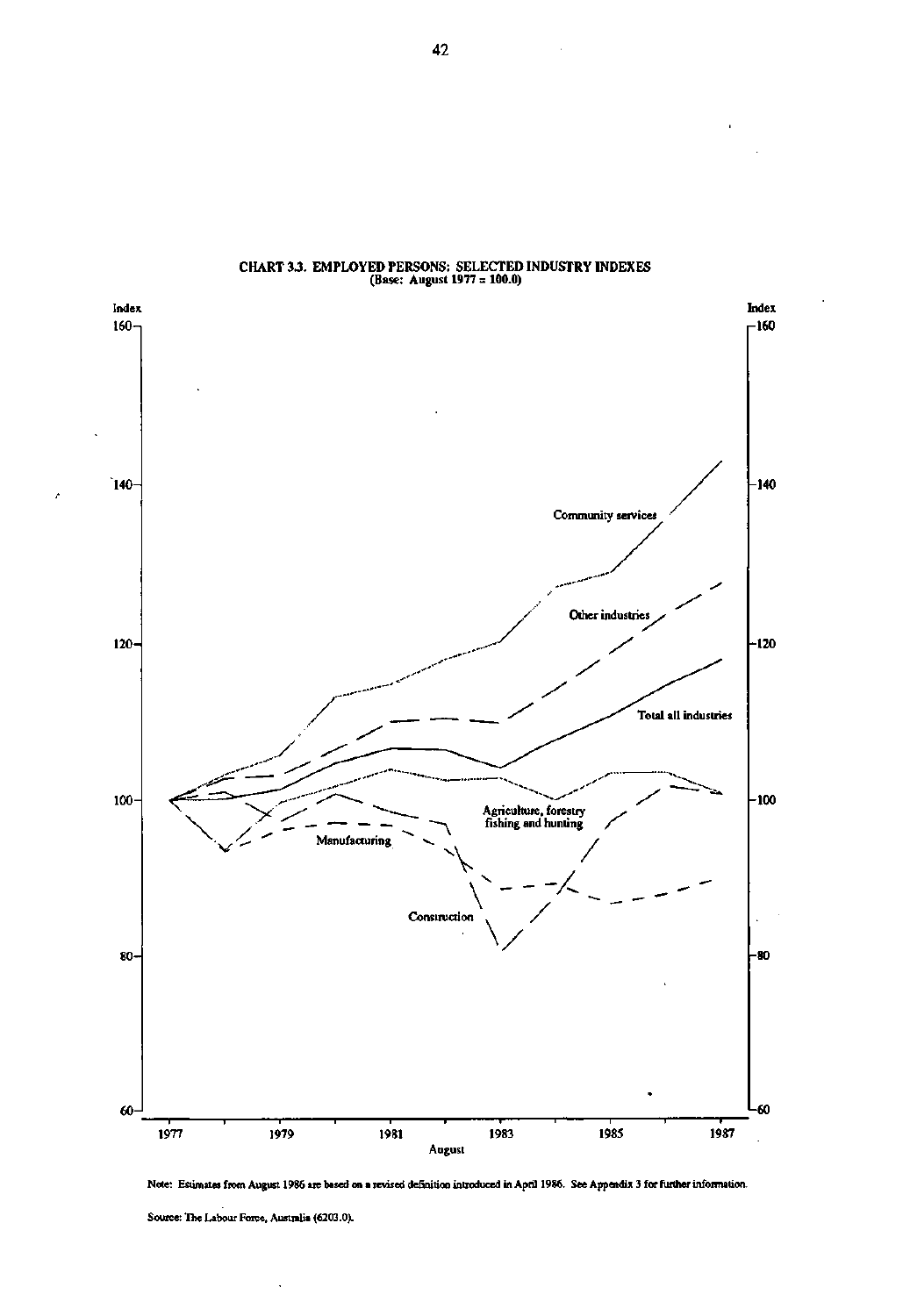**CHART 3.3. EMPLOYED PERSONS: SELECTED INDUSTRY INDEXES**
(Base: August 1977 = 100.0)

Note: Estimates from August 1986 are based on a revised definition introduced in April 1986. See Appendix 3 for further information.

Source: The Labour Force, Australia (6203.0).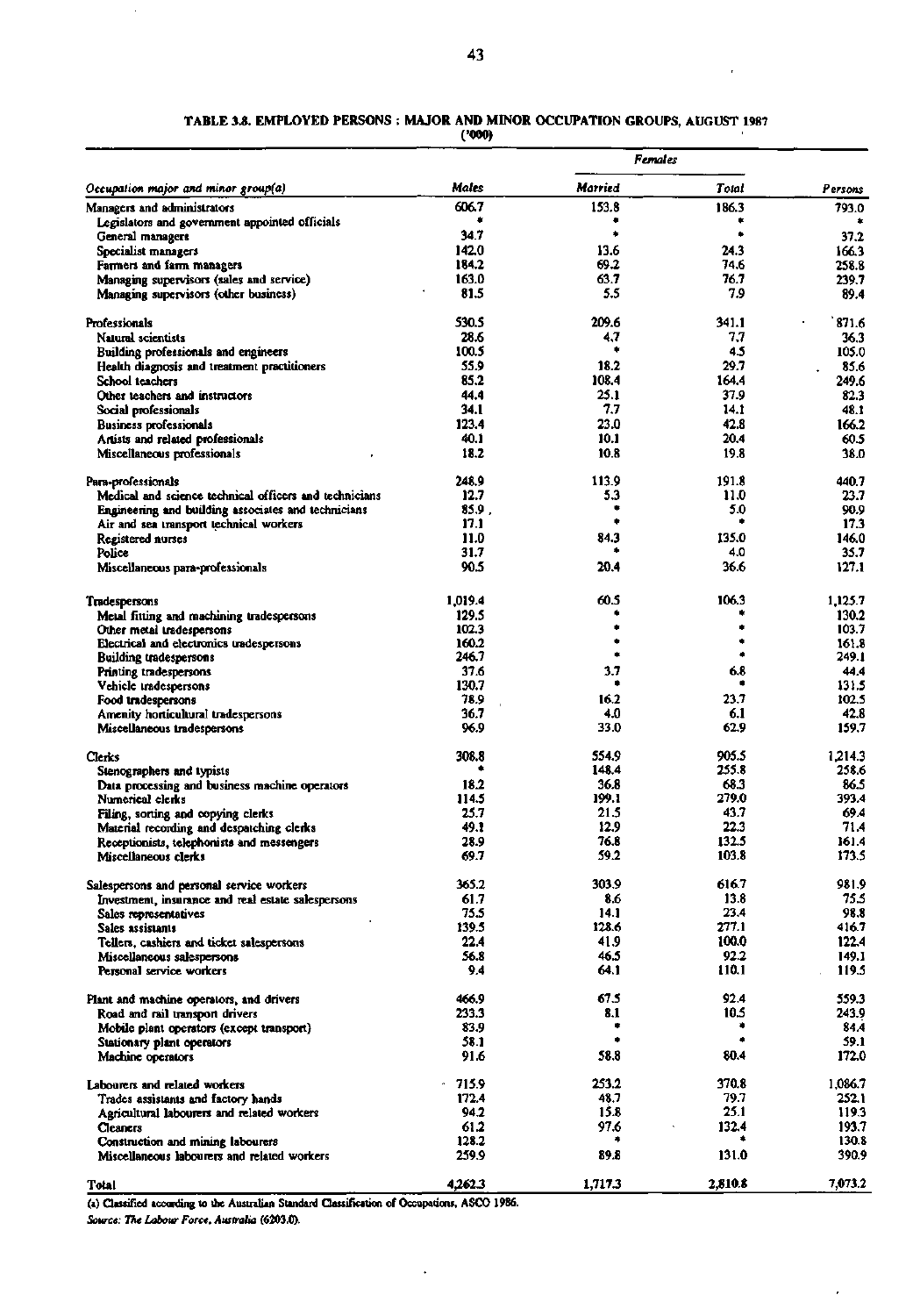**TABLE 3.8. EMPLOYED PERSONS : MAJOR AND MINOR OCCUPATION GROUPS, AUGUST 1987**
**('000)**

| Occupation major and minor group(a) | Males | Females | | Persons |
|---|---|---|---|---|
| | | Married | Total | |
| Managers and administrators | 606.7 | 153.8 | 186.3 | 793.0 |
| Legislators and government appointed officials | * | * | * | * |
| General managers | 34.7 | * | * | 37.2 |
| Specialist managers | 142.0 | 13.6 | 24.3 | 166.3 |
| Farmers and farm managers | 184.2 | 69.2 | 74.6 | 258.8 |
| Managing supervisors (sales and service) | 163.0 | 63.7 | 76.7 | 239.7 |
| Managing supervisors (other business) | 81.5 | 5.5 | 7.9 | 89.4 |
| Professionals | 530.5 | 209.6 | 341.1 | 871.6 |
| Natural scientists | 28.6 | 4.7 | 7.7 | 36.3 |
| Building professionals and engineers | 100.5 | * | 4.5 | 105.0 |
| Health diagnosis and treatment practitioners | 55.9 | 18.2 | 29.7 | 85.6 |
| School teachers | 85.2 | 108.4 | 164.4 | 249.6 |
| Other teachers and instructors | 44.4 | 25.1 | 37.9 | 82.3 |
| Social professionals | 34.1 | 7.7 | 14.1 | 48.1 |
| Business professionals | 123.4 | 23.0 | 42.8 | 166.2 |
| Artists and related professionals | 40.1 | 10.1 | 20.4 | 60.5 |
| Miscellaneous professionals | 18.2 | 10.8 | 19.8 | 38.0 |
| Para-professionals | 248.9 | 113.9 | 191.8 | 440.7 |
| Medical and science technical officers and technicians | 12.7 | 5.3 | 11.0 | 23.7 |
| Engineering and building associates and technicians | 85.9 | * | 5.0 | 90.9 |
| Air and sea transport technical workers | 17.1 | * | * | 17.3 |
| Registered nurses | 11.0 | 84.3 | 135.0 | 146.0 |
| Police | 31.7 | * | 4.0 | 35.7 |
| Miscellaneous para-professionals | 90.5 | 20.4 | 36.6 | 127.1 |
| Tradespersons | 1,019.4 | 60.5 | 106.3 | 1,125.7 |
| Metal fitting and machining tradespersons | 129.5 | * | * | 130.2 |
| Other metal tradespersons | 102.3 | * | * | 103.7 |
| Electrical and electronics tradespersons | 160.2 | * | * | 161.8 |
| Building tradespersons | 246.7 | * | * | 249.1 |
| Printing tradespersons | 37.6 | 3.7 | 6.8 | 44.4 |
| Vehicle tradespersons | 130.7 | * | * | 131.5 |
| Food tradespersons | 78.9 | 16.2 | 23.7 | 102.5 |
| Amenity horticultural tradespersons | 36.7 | 4.0 | 6.1 | 42.8 |
| Miscellaneous tradespersons | 96.9 | 33.0 | 62.9 | 159.7 |
| Clerks | 308.8 | 554.9 | 905.5 | 1,214.3 |
| Stenographers and typists | * | 148.4 | 255.8 | 258.6 |
| Data processing and business machine operators | 18.2 | 36.8 | 68.3 | 86.5 |
| Numerical clerks | 114.5 | 199.1 | 279.0 | 393.4 |
| Filing, sorting and copying clerks | 25.7 | 21.5 | 43.7 | 69.4 |
| Material recording and despatching clerks | 49.1 | 12.9 | 22.3 | 71.4 |
| Receptionists, telephonists and messengers | 28.9 | 76.8 | 132.5 | 161.4 |
| Miscellaneous clerks | 69.7 | 59.2 | 103.8 | 173.5 |
| Salespersons and personal service workers | 365.2 | 303.9 | 616.7 | 981.9 |
| Investment, insurance and real estate salespersons | 61.7 | 8.6 | 13.8 | 75.5 |
| Sales representatives | 75.5 | 14.1 | 23.4 | 98.8 |
| Sales assistants | 139.5 | 128.6 | 277.1 | 416.7 |
| Tellers, cashiers and ticket salespersons | 22.4 | 41.9 | 100.0 | 122.4 |
| Miscellaneous salespersons | 56.8 | 46.5 | 92.2 | 149.1 |
| Personal service workers | 9.4 | 64.1 | 110.1 | 119.5 |
| Plant and machine operators, and drivers | 466.9 | 67.5 | 92.4 | 559.3 |
| Road and rail transport drivers | 233.3 | 8.1 | 10.5 | 243.9 |
| Mobile plant operators (except transport) | 83.9 | * | * | 84.4 |
| Stationary plant operators | 58.1 | * | * | 59.1 |
| Machine operators | 91.6 | 58.8 | 80.4 | 172.0 |
| Labourers and related workers | 715.9 | 253.2 | 370.8 | 1,086.7 |
| Trades assistants and factory hands | 172.4 | 48.7 | 79.7 | 252.1 |
| Agricultural labourers and related workers | 94.2 | 15.8 | 25.1 | 119.3 |
| Cleaners | 61.2 | 97.6 | 132.4 | 193.7 |
| Construction and mining labourers | 128.2 | * | * | 130.8 |
| Miscellaneous labourers and related workers | 259.9 | 89.8 | 131.0 | 390.9 |
| Total | 4,262.3 | 1,717.3 | 2,810.8 | 7,073.2 |

(a) Classified according to the Australian Standard Classification of Occupations, ASCO 1986.

*Source: The Labour Force, Australia (6203.0).*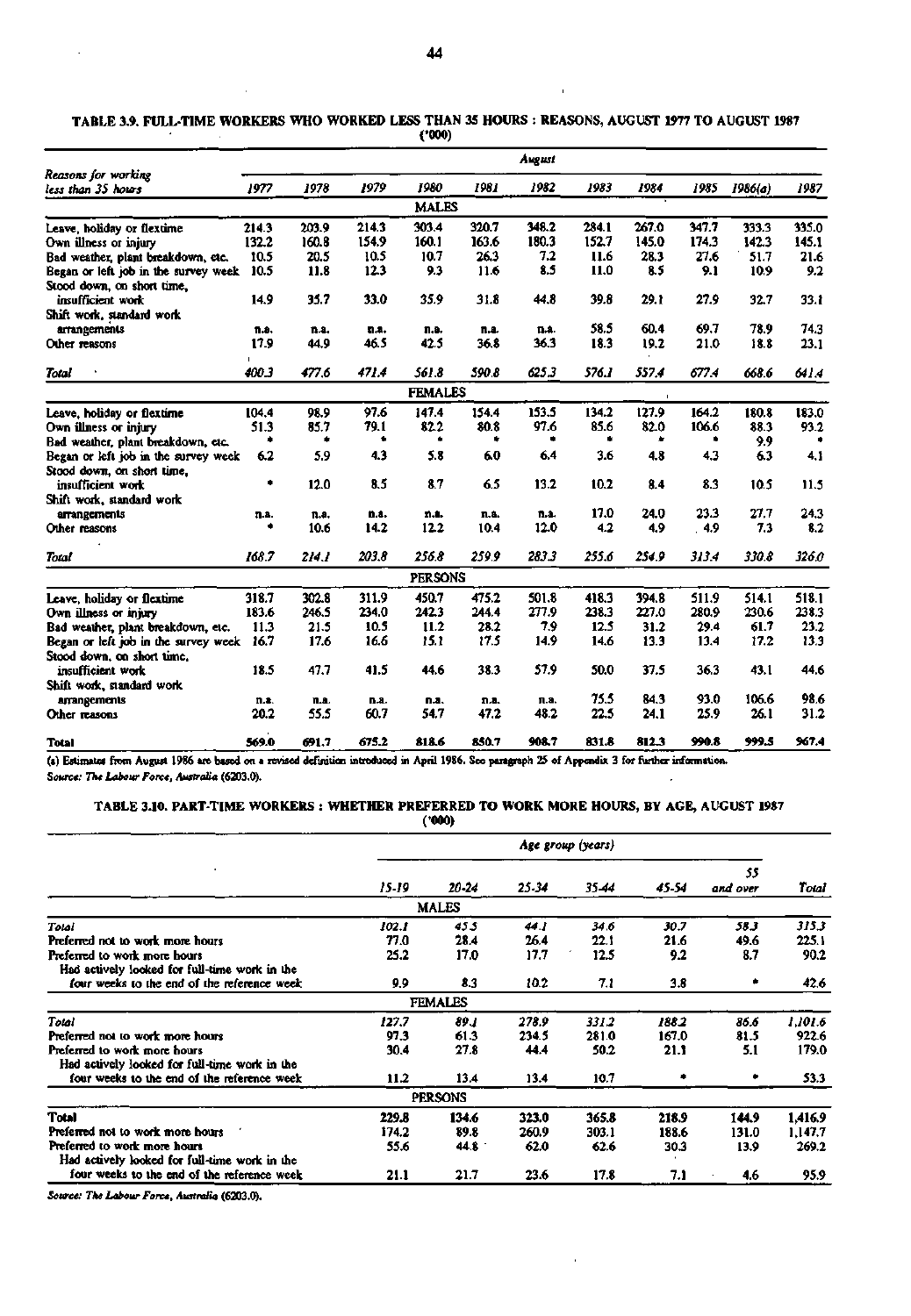TABLE 3.9. FULL-TIME WORKERS WHO WORKED LESS THAN 35 HOURS : REASONS, AUGUST 1977 TO AUGUST 1987

('000)

| Reasons for working less than 35 hours | August | | | | | | | | | | |
|---|---|---|---|---|---|---|---|---|---|---|---|
| | 1977 | 1978 | 1979 | 1980 | 1981 | 1982 | 1983 | 1984 | 1985 | 1986(a) | 1987 |
| **MALES** | | | | | | | | | | | |
| Leave, holiday or flextime | 214.3 | 203.9 | 214.3 | 303.4 | 320.7 | 348.2 | 284.1 | 267.0 | 347.7 | 333.3 | 335.0 |
| Own illness or injury | 132.2 | 160.8 | 154.9 | 160.1 | 163.6 | 180.3 | 152.7 | 145.0 | 174.3 | 142.3 | 145.1 |
| Bad weather, plant breakdown, etc. | 10.5 | 20.5 | 10.5 | 10.7 | 26.3 | 7.2 | 11.6 | 28.3 | 27.6 | 51.7 | 21.6 |
| Began or left job in the survey week | 10.5 | 11.8 | 12.3 | 9.3 | 11.6 | 8.5 | 11.0 | 8.5 | 9.1 | 10.9 | 9.2 |
| Stood down, on short time, insufficient work | 14.9 | 35.7 | 33.0 | 35.9 | 31.8 | 44.8 | 39.8 | 29.1 | 27.9 | 32.7 | 33.1 |
| Shift work, standard work arrangements | n.a. | n.a. | n.a. | n.a. | n.a. | n.a. | 58.5 | 60.4 | 69.7 | 78.9 | 74.3 |
| Other reasons | 17.9 | 44.9 | 46.5 | 42.5 | 36.8 | 36.3 | 18.3 | 19.2 | 21.0 | 18.8 | 23.1 |
| *Total* | *400.3* | *477.6* | *471.4* | *561.8* | *590.8* | *625.3* | *576.1* | *557.4* | *677.4* | *668.6* | *641.4* |
| **FEMALES** | | | | | | | | | | | |
| Leave, holiday or flextime | 104.4 | 98.9 | 97.6 | 147.4 | 154.4 | 153.5 | 134.2 | 127.9 | 164.2 | 180.8 | 183.0 |
| Own illness or injury | 51.3 | 85.7 | 79.1 | 82.2 | 80.8 | 97.6 | 85.6 | 82.0 | 106.6 | 88.3 | 93.2 |
| Bad weather, plant breakdown, etc. | * | * | * | * | * | * | * | * | * | 9.9 | * |
| Began or left job in the survey week | 6.2 | 5.9 | 4.3 | 5.8 | 6.0 | 6.4 | 3.6 | 4.8 | 4.3 | 6.3 | 4.1 |
| Stood down, on short time, insufficient work | * | 12.0 | 8.5 | 8.7 | 6.5 | 13.2 | 10.2 | 8.4 | 8.3 | 10.5 | 11.5 |
| Shift work, standard work arrangements | n.a. | n.a. | n.a. | n.a. | n.a. | n.a. | 17.0 | 24.0 | 23.3 | 27.7 | 24.3 |
| Other reasons | * | 10.6 | 14.2 | 12.2 | 10.4 | 12.0 | 4.2 | 4.9 | 4.9 | 7.3 | 8.2 |
| *Total* | *168.7* | *214.1* | *203.8* | *256.8* | *259.9* | *283.3* | *255.6* | *254.9* | *313.4* | *330.8* | *326.0* |
| **PERSONS** | | | | | | | | | | | |
| Leave, holiday or flextime | 318.7 | 302.8 | 311.9 | 450.7 | 475.2 | 501.8 | 418.3 | 394.8 | 511.9 | 514.1 | 518.1 |
| Own illness or injury | 183.6 | 246.5 | 234.0 | 242.3 | 244.4 | 277.9 | 238.3 | 227.0 | 280.9 | 230.6 | 238.3 |
| Bad weather, plant breakdown, etc. | 11.3 | 21.5 | 10.5 | 11.2 | 28.2 | 7.9 | 12.5 | 31.2 | 29.4 | 61.7 | 23.2 |
| Began or left job in the survey week | 16.7 | 17.6 | 16.6 | 15.1 | 17.5 | 14.9 | 14.6 | 13.3 | 13.4 | 17.2 | 13.3 |
| Stood down, on short time, insufficient work | 18.5 | 47.7 | 41.5 | 44.6 | 38.3 | 57.9 | 50.0 | 37.5 | 36.3 | 43.1 | 44.6 |
| Shift work, standard work arrangements | n.a. | n.a. | n.a. | n.a. | n.a. | n.a. | 75.5 | 84.3 | 93.0 | 106.6 | 98.6 |
| Other reasons | 20.2 | 55.5 | 60.7 | 54.7 | 47.2 | 48.2 | 22.5 | 24.1 | 25.9 | 26.1 | 31.2 |
| **Total** | **569.0** | **691.7** | **675.2** | **818.6** | **850.7** | **908.7** | **831.8** | **812.3** | **990.8** | **999.5** | **967.4** |

(a) Estimates from August 1986 are based on a revised definition introduced in April 1986. See paragraph 25 of Appendix 3 for further information.

*Source: The Labour Force, Australia* (6203.0).

TABLE 3.10. PART-TIME WORKERS : WHETHER PREFERRED TO WORK MORE HOURS, BY AGE, AUGUST 1987

('000)

| | Age group (years) | | | | | | |
|---|---|---|---|---|---|---|---|
| | 15-19 | 20-24 | 25-34 | 35-44 | 45-54 | 55 and over | Total |
| **MALES** | | | | | | | |
| *Total* | *102.1* | *45.5* | *44.1* | *34.6* | *30.7* | *58.3* | *315.3* |
| Preferred not to work more hours | 77.0 | 28.4 | 26.4 | 22.1 | 21.6 | 49.6 | 225.1 |
| Preferred to work more hours | 25.2 | 17.0 | 17.7 | 12.5 | 9.2 | 8.7 | 90.2 |
| Had actively looked for full-time work in the four weeks to the end of the reference week | 9.9 | 8.3 | 10.2 | 7.1 | 3.8 | * | 42.6 |
| **FEMALES** | | | | | | | |
| *Total* | *127.7* | *89.1* | *278.9* | *331.2* | *188.2* | *86.6* | *1,101.6* |
| Preferred not to work more hours | 97.3 | 61.3 | 234.5 | 281.0 | 167.0 | 81.5 | 922.6 |
| Preferred to work more hours | 30.4 | 27.8 | 44.4 | 50.2 | 21.1 | 5.1 | 179.0 |
| Had actively looked for full-time work in the four weeks to the end of the reference week | 11.2 | 13.4 | 13.4 | 10.7 | * | * | 53.3 |
| **PERSONS** | | | | | | | |
| **Total** | **229.8** | **134.6** | **323.0** | **365.8** | **218.9** | **144.9** | **1,416.9** |
| Preferred not to work more hours | 174.2 | 89.8 | 260.9 | 303.1 | 188.6 | 131.0 | 1,147.7 |
| Preferred to work more hours | 55.6 | 44.8 | 62.0 | 62.6 | 30.3 | 13.9 | 269.2 |
| Had actively looked for full-time work in the four weeks to the end of the reference week | 21.1 | 21.7 | 23.6 | 17.8 | 7.1 | 4.6 | 95.9 |

*Source: The Labour Force, Australia* (6203.0).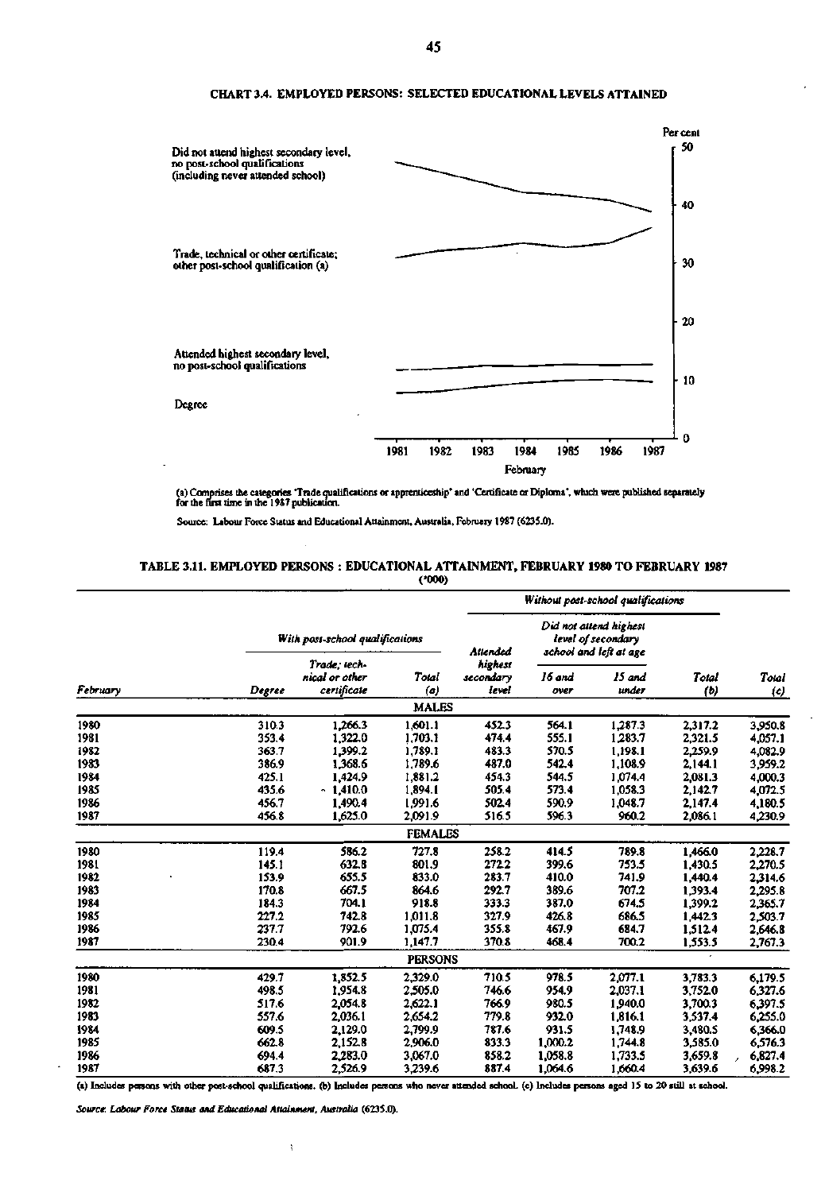### CHART 3.4. EMPLOYED PERSONS: SELECTED EDUCATIONAL LEVELS ATTAINED

Did not attend highest secondary level, no post-school qualifications (including never attended school)

Trade, technical or other certificate; other post-school qualification (a)

Attended highest secondary level, no post-school qualifications

Degree

Per cent

February

(a) Comprises the categories 'Trade qualifications or apprenticeship' and 'Certificate or Diploma', which were published separately for the first time in the 1987 publication.

Source: Labour Force Status and Educational Attainment, Australia, February 1987 (6235.0).

### TABLE 3.11. EMPLOYED PERSONS : EDUCATIONAL ATTAINMENT, FEBRUARY 1980 TO FEBRUARY 1987

('000)

| February | With post-school qualifications | | | Without post-school qualifications | | | | Total (c) |
|---|---|---|---|---|---|---|---|---|
| | | | | Attended highest secondary level | Did not attend highest level of secondary school and left at age | | Total (b) | |
| | Degree | Trade; technical or other certificate | Total (a) | | 16 and over | 15 and under | | |
| **MALES** | | | | | | | | |
| 1980 | 310.3 | 1,266.3 | 1,601.1 | 452.3 | 564.1 | 1,287.3 | 2,317.2 | 3,950.8 |
| 1981 | 353.4 | 1,322.0 | 1,703.1 | 474.4 | 555.1 | 1,283.7 | 2,321.5 | 4,057.1 |
| 1982 | 363.7 | 1,399.2 | 1,789.1 | 483.3 | 570.5 | 1,198.1 | 2,259.9 | 4,082.9 |
| 1983 | 386.9 | 1,368.6 | 1,789.6 | 487.0 | 542.4 | 1,108.9 | 2,144.1 | 3,959.2 |
| 1984 | 425.1 | 1,424.9 | 1,881.2 | 454.3 | 544.5 | 1,074.4 | 2,081.3 | 4,000.3 |
| 1985 | 435.6 | 1,410.0 | 1,894.1 | 505.4 | 573.4 | 1,058.3 | 2,142.7 | 4,072.5 |
| 1986 | 456.7 | 1,490.4 | 1,991.6 | 502.4 | 590.9 | 1,048.7 | 2,147.4 | 4,180.5 |
| 1987 | 456.8 | 1,625.0 | 2,091.9 | 516.5 | 596.3 | 960.2 | 2,086.1 | 4,230.9 |
| **FEMALES** | | | | | | | | |
| 1980 | 119.4 | 586.2 | 727.8 | 258.2 | 414.5 | 789.8 | 1,466.0 | 2,228.7 |
| 1981 | 145.1 | 632.8 | 801.9 | 272.2 | 399.6 | 753.5 | 1,430.5 | 2,270.5 |
| 1982 | 153.9 | 655.5 | 833.0 | 283.7 | 410.0 | 741.9 | 1,440.4 | 2,314.6 |
| 1983 | 170.8 | 667.5 | 864.6 | 292.7 | 389.6 | 707.2 | 1,393.4 | 2,295.8 |
| 1984 | 184.3 | 704.1 | 918.8 | 333.3 | 387.0 | 674.5 | 1,399.2 | 2,365.7 |
| 1985 | 227.2 | 742.8 | 1,011.8 | 327.9 | 426.8 | 686.5 | 1,442.3 | 2,503.7 |
| 1986 | 237.7 | 792.6 | 1,075.4 | 355.8 | 467.9 | 684.7 | 1,512.4 | 2,646.8 |
| 1987 | 230.4 | 901.9 | 1,147.7 | 370.8 | 468.4 | 700.2 | 1,553.5 | 2,767.3 |
| **PERSONS** | | | | | | | | |
| 1980 | 429.7 | 1,852.5 | 2,329.0 | 710.5 | 978.5 | 2,077.1 | 3,783.3 | 6,179.5 |
| 1981 | 498.5 | 1,954.8 | 2,505.0 | 746.6 | 954.9 | 2,037.1 | 3,752.0 | 6,327.6 |
| 1982 | 517.6 | 2,054.8 | 2,622.1 | 766.9 | 980.5 | 1,940.0 | 3,700.3 | 6,397.5 |
| 1983 | 557.6 | 2,036.1 | 2,654.2 | 779.8 | 932.0 | 1,816.1 | 3,537.4 | 6,255.0 |
| 1984 | 609.5 | 2,129.0 | 2,799.9 | 787.6 | 931.5 | 1,748.9 | 3,480.5 | 6,366.0 |
| 1985 | 662.8 | 2,152.8 | 2,906.0 | 833.3 | 1,000.2 | 1,744.8 | 3,585.0 | 6,576.3 |
| 1986 | 694.4 | 2,283.0 | 3,067.0 | 858.2 | 1,058.8 | 1,733.5 | 3,659.8 | 6,827.4 |
| 1987 | 687.3 | 2,526.9 | 3,239.6 | 887.4 | 1,064.6 | 1,660.4 | 3,639.6 | 6,998.2 |

(a) Includes persons with other post-school qualifications. (b) Includes persons who never attended school. (c) Includes persons aged 15 to 20 still at school.

*Source: Labour Force Status and Educational Attainment, Australia (6235.0).*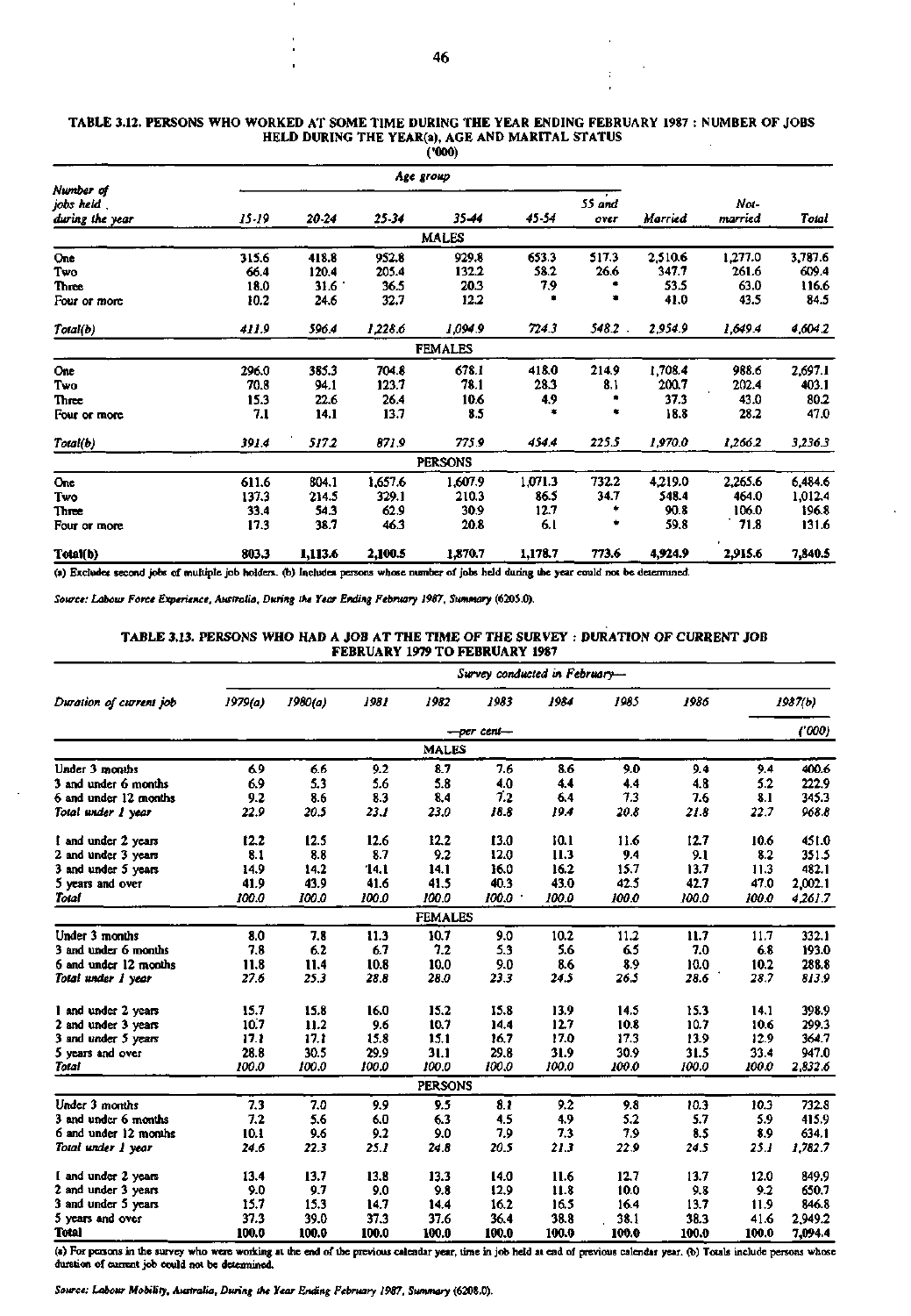**TABLE 3.12. PERSONS WHO WORKED AT SOME TIME DURING THE YEAR ENDING FEBRUARY 1987 : NUMBER OF JOBS HELD DURING THE YEAR(a), AGE AND MARITAL STATUS**

('000)

| Number of jobs held during the year | Age group | | | | | | Married | Not-married | Total |
|---|---|---|---|---|---|---|---|---|---|
| | 15-19 | 20-24 | 25-34 | 35-44 | 45-54 | 55 and over | | | |
| **MALES** | | | | | | | | | |
| One | 315.6 | 418.8 | 952.8 | 929.8 | 653.3 | 517.3 | 2,510.6 | 1,277.0 | 3,787.6 |
| Two | 66.4 | 120.4 | 205.4 | 132.2 | 58.2 | 26.6 | 347.7 | 261.6 | 609.4 |
| Three | 18.0 | 31.6 | 36.5 | 20.3 | 7.9 | * | 53.5 | 63.0 | 116.6 |
| Four or more | 10.2 | 24.6 | 32.7 | 12.2 | * | * | 41.0 | 43.5 | 84.5 |
| *Total(b)* | *411.9* | *596.4* | *1,228.6* | *1,094.9* | *724.3* | *548.2* | *2,954.9* | *1,649.4* | *4,604.2* |
| **FEMALES** | | | | | | | | | |
| One | 296.0 | 385.3 | 704.8 | 678.1 | 418.0 | 214.9 | 1,708.4 | 988.6 | 2,697.1 |
| Two | 70.8 | 94.1 | 123.7 | 78.1 | 28.3 | 8.1 | 200.7 | 202.4 | 403.1 |
| Three | 15.3 | 22.6 | 26.4 | 10.6 | 4.9 | * | 37.3 | 43.0 | 80.2 |
| Four or more | 7.1 | 14.1 | 13.7 | 8.5 | * | * | 18.8 | 28.2 | 47.0 |
| *Total(b)* | *391.4* | *517.2* | *871.9* | *775.9* | *454.4* | *225.5* | *1,970.0* | *1,266.2* | *3,236.3* |
| **PERSONS** | | | | | | | | | |
| One | 611.6 | 804.1 | 1,657.6 | 1,607.9 | 1,071.3 | 732.2 | 4,219.0 | 2,265.6 | 6,484.6 |
| Two | 137.3 | 214.5 | 329.1 | 210.3 | 86.5 | 34.7 | 548.4 | 464.0 | 1,012.4 |
| Three | 33.4 | 54.3 | 62.9 | 30.9 | 12.7 | * | 90.8 | 106.0 | 196.8 |
| Four or more | 17.3 | 38.7 | 46.3 | 20.8 | 6.1 | * | 59.8 | 71.8 | 131.6 |
| **Total(b)** | **803.3** | **1,113.6** | **2,100.5** | **1,870.7** | **1,178.7** | **773.6** | **4,924.9** | **2,915.6** | **7,840.5** |

(a) Excludes second jobs of multiple job holders. (b) Includes persons whose number of jobs held during the year could not be determined.

*Source: Labour Force Experience, Australia, During the Year Ending February 1987, Summary (6205.0).*

**TABLE 3.13. PERSONS WHO HAD A JOB AT THE TIME OF THE SURVEY : DURATION OF CURRENT JOB FEBRUARY 1979 TO FEBRUARY 1987**

| Duration of current job | Survey conducted in February— | | | | | | | | | |
|---|---|---|---|---|---|---|---|---|---|---|
| | 1979(a) | 1980(a) | 1981 | 1982 | 1983 | 1984 | 1985 | 1986 | 1987(b) | |
| | —per cent— | | | | | | | | | ('000) |
| **MALES** | | | | | | | | | | |
| Under 3 months | 6.9 | 6.6 | 9.2 | 8.7 | 7.6 | 8.6 | 9.0 | 9.4 | 9.4 | 400.6 |
| 3 and under 6 months | 6.9 | 5.3 | 5.6 | 5.8 | 4.0 | 4.4 | 4.4 | 4.8 | 5.2 | 222.9 |
| 6 and under 12 months | 9.2 | 8.6 | 8.3 | 8.4 | 7.2 | 6.4 | 7.3 | 7.6 | 8.1 | 345.3 |
| *Total under 1 year* | *22.9* | *20.5* | *23.1* | *23.0* | *18.8* | *19.4* | *20.8* | *21.8* | *22.7* | *968.8* |
| 1 and under 2 years | 12.2 | 12.5 | 12.6 | 12.2 | 13.0 | 10.1 | 11.6 | 12.7 | 10.6 | 451.0 |
| 2 and under 3 years | 8.1 | 8.8 | 8.7 | 9.2 | 12.0 | 11.3 | 9.4 | 9.1 | 8.2 | 351.5 |
| 3 and under 5 years | 14.9 | 14.2 | 14.1 | 14.1 | 16.0 | 16.2 | 15.7 | 13.7 | 11.3 | 482.1 |
| 5 years and over | 41.9 | 43.9 | 41.6 | 41.5 | 40.3 | 43.0 | 42.5 | 42.7 | 47.0 | 2,002.1 |
| *Total* | *100.0* | *100.0* | *100.0* | *100.0* | *100.0* | *100.0* | *100.0* | *100.0* | *100.0* | *4,261.7* |
| **FEMALES** | | | | | | | | | | |
| Under 3 months | 8.0 | 7.8 | 11.3 | 10.7 | 9.0 | 10.2 | 11.2 | 11.7 | 11.7 | 332.1 |
| 3 and under 6 months | 7.8 | 6.2 | 6.7 | 7.2 | 5.3 | 5.6 | 6.5 | 7.0 | 6.8 | 193.0 |
| 6 and under 12 months | 11.8 | 11.4 | 10.8 | 10.0 | 9.0 | 8.6 | 8.9 | 10.0 | 10.2 | 288.8 |
| *Total under 1 year* | *27.6* | *25.3* | *28.8* | *28.0* | *23.3* | *24.5* | *26.5* | *28.6* | *28.7* | *813.9* |
| 1 and under 2 years | 15.7 | 15.8 | 16.0 | 15.2 | 15.8 | 13.9 | 14.5 | 15.3 | 14.1 | 398.9 |
| 2 and under 3 years | 10.7 | 11.2 | 9.6 | 10.7 | 14.4 | 12.7 | 10.8 | 10.7 | 10.6 | 299.3 |
| 3 and under 5 years | 17.1 | 17.1 | 15.8 | 15.1 | 16.7 | 17.0 | 17.3 | 13.9 | 12.9 | 364.7 |
| 5 years and over | 28.8 | 30.5 | 29.9 | 31.1 | 29.8 | 31.9 | 30.9 | 31.5 | 33.4 | 947.0 |
| *Total* | *100.0* | *100.0* | *100.0* | *100.0* | *100.0* | *100.0* | *100.0* | *100.0* | *100.0* | *2,832.6* |
| **PERSONS** | | | | | | | | | | |
| Under 3 months | 7.3 | 7.0 | 9.9 | 9.5 | 8.1 | 9.2 | 9.8 | 10.3 | 10.3 | 732.8 |
| 3 and under 6 months | 7.2 | 5.6 | 6.0 | 6.3 | 4.5 | 4.9 | 5.2 | 5.7 | 5.9 | 415.9 |
| 6 and under 12 months | 10.1 | 9.6 | 9.2 | 9.0 | 7.9 | 7.3 | 7.9 | 8.5 | 8.9 | 634.1 |
| *Total under 1 year* | *24.6* | *22.3* | *25.1* | *24.8* | *20.5* | *21.3* | *22.9* | *24.5* | *25.1* | *1,782.7* |
| 1 and under 2 years | 13.4 | 13.7 | 13.8 | 13.3 | 14.0 | 11.6 | 12.7 | 13.7 | 12.0 | 849.9 |
| 2 and under 3 years | 9.0 | 9.7 | 9.0 | 9.8 | 12.9 | 11.8 | 10.0 | 9.8 | 9.2 | 650.7 |
| 3 and under 5 years | 15.7 | 15.3 | 14.7 | 14.4 | 16.2 | 16.5 | 16.4 | 13.7 | 11.9 | 846.8 |
| 5 years and over | 37.3 | 39.0 | 37.3 | 37.6 | 36.4 | 38.8 | 38.1 | 38.3 | 41.6 | 2,949.2 |
| **Total** | **100.0** | **100.0** | **100.0** | **100.0** | **100.0** | **100.0** | **100.0** | **100.0** | **100.0** | **7,094.4** |

(a) For persons in the survey who were working at the end of the previous calendar year, time in job held at end of previous calendar year. (b) Totals include persons whose duration of current job could not be determined.

*Source: Labour Mobility, Australia, During the Year Ending February 1987, Summary (6208.0).*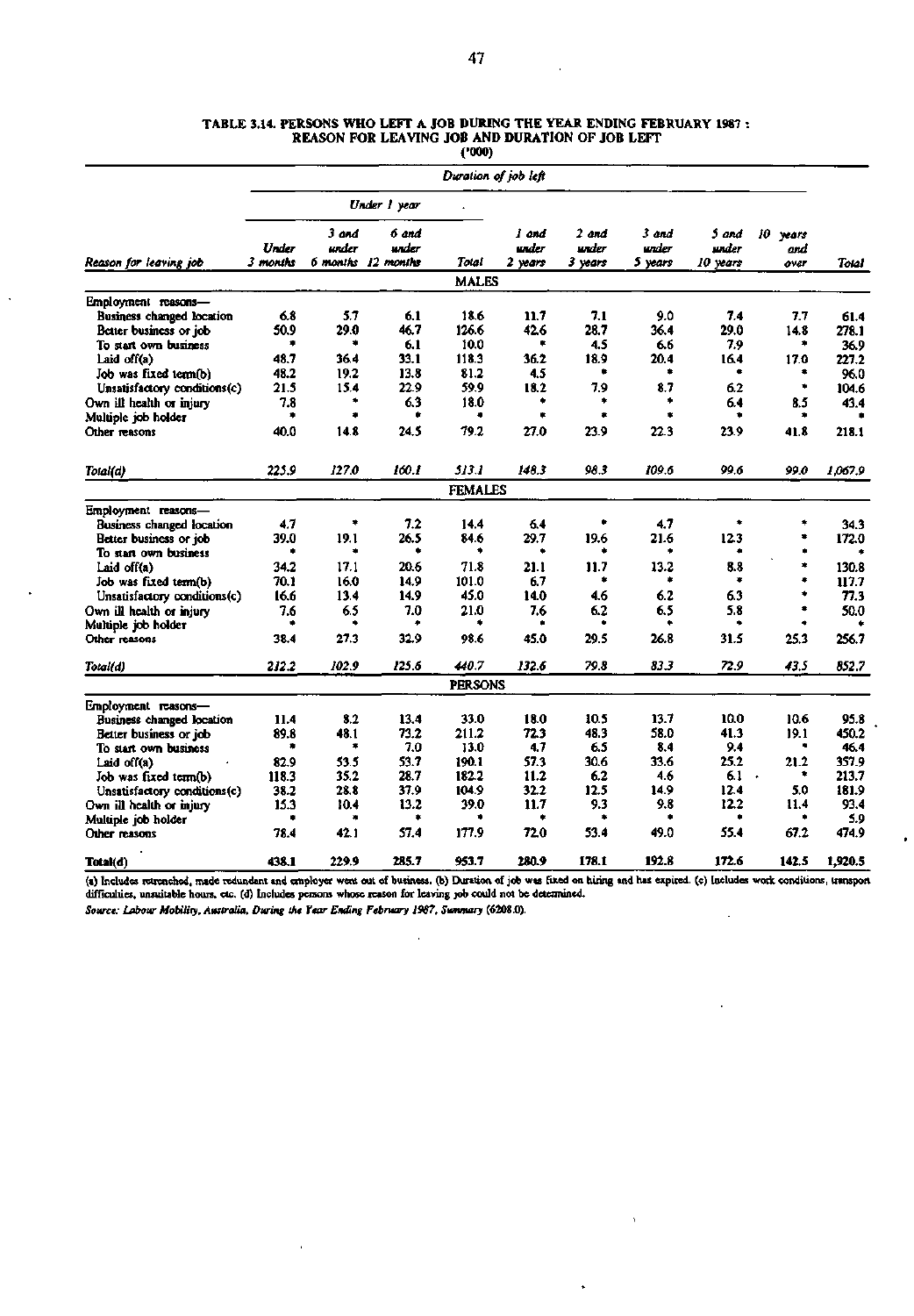**TABLE 3.14. PERSONS WHO LEFT A JOB DURING THE YEAR ENDING FEBRUARY 1987 : REASON FOR LEAVING JOB AND DURATION OF JOB LEFT**

('000)

| | *Duration of job left* | | | | | | | | | |
|---|---|---|---|---|---|---|---|---|---|---|
| | *Under 1 year* | | | | | | | | | |
| *Reason for leaving job* | *Under 3 months* | *3 and under 6 months* | *6 and under 12 months* | *Total* | *1 and under 2 years* | *2 and under 3 years* | *3 and under 5 years* | *5 and under 10 years* | *10 years and over* | *Total* |
| | | | | **MALES** | | | | | | |
| Employment reasons— | | | | | | | | | | |
| Business changed location | 6.8 | 5.7 | 6.1 | 18.6 | 11.7 | 7.1 | 9.0 | 7.4 | 7.7 | 61.4 |
| Better business or job | 50.9 | 29.0 | 46.7 | 126.6 | 42.6 | 28.7 | 36.4 | 29.0 | 14.8 | 278.1 |
| To start own business | * | * | 6.1 | 10.0 | * | 4.5 | 6.6 | 7.9 | * | 36.9 |
| Laid off(a) | 48.7 | 36.4 | 33.1 | 118.3 | 36.2 | 18.9 | 20.4 | 16.4 | 17.0 | 227.2 |
| Job was fixed term(b) | 48.2 | 19.2 | 13.8 | 81.2 | 4.5 | * | * | * | * | 96.0 |
| Unsatisfactory conditions(c) | 21.5 | 15.4 | 22.9 | 59.9 | 18.2 | 7.9 | 8.7 | 6.2 | * | 104.6 |
| Own ill health or injury | 7.8 | * | 6.3 | 18.0 | * | * | * | 6.4 | 8.5 | 43.4 |
| Multiple job holder | * | * | * | * | * | * | * | * | * | * |
| Other reasons | 40.0 | 14.8 | 24.5 | 79.2 | 27.0 | 23.9 | 22.3 | 23.9 | 41.8 | 218.1 |
| *Total(d)* | *225.9* | *127.0* | *160.1* | *513.1* | *148.3* | *98.3* | *109.6* | *99.6* | *99.0* | *1,067.9* |
| | | | | **FEMALES** | | | | | | |
| Employment reasons— | | | | | | | | | | |
| Business changed location | 4.7 | * | 7.2 | 14.4 | 6.4 | * | 4.7 | * | * | 34.3 |
| Better business or job | 39.0 | 19.1 | 26.5 | 84.6 | 29.7 | 19.6 | 21.6 | 12.3 | * | 172.0 |
| To start own business | * | * | * | * | * | * | * | * | * | * |
| Laid off(a) | 34.2 | 17.1 | 20.6 | 71.8 | 21.1 | 11.7 | 13.2 | 8.8 | * | 130.8 |
| Job was fixed term(b) | 70.1 | 16.0 | 14.9 | 101.0 | 6.7 | * | * | * | * | 117.7 |
| Unsatisfactory conditions(c) | 16.6 | 13.4 | 14.9 | 45.0 | 14.0 | 4.6 | 6.2 | 6.3 | * | 77.3 |
| Own ill health or injury | 7.6 | 6.5 | 7.0 | 21.0 | 7.6 | 6.2 | 6.5 | 5.8 | * | 50.0 |
| Multiple job holder | * | * | * | * | * | * | * | * | * | * |
| Other reasons | 38.4 | 27.3 | 32.9 | 98.6 | 45.0 | 29.5 | 26.8 | 31.5 | 25.3 | 256.7 |
| *Total(d)* | *212.2* | *102.9* | *125.6* | *440.7* | *132.6* | *79.8* | *83.3* | *72.9* | *43.5* | *852.7* |
| | | | | **PERSONS** | | | | | | |
| Employment reasons— | | | | | | | | | | |
| Business changed location | 11.4 | 8.2 | 13.4 | 33.0 | 18.0 | 10.5 | 13.7 | 10.0 | 10.6 | 95.8 |
| Better business or job | 89.8 | 48.1 | 73.2 | 211.2 | 72.3 | 48.3 | 58.0 | 41.3 | 19.1 | 450.2 |
| To start own business | * | * | 7.0 | 13.0 | 4.7 | 6.5 | 8.4 | 9.4 | * | 46.4 |
| Laid off(a) | 82.9 | 53.5 | 53.7 | 190.1 | 57.3 | 30.6 | 33.6 | 25.2 | 21.2 | 357.9 |
| Job was fixed term(b) | 118.3 | 35.2 | 28.7 | 182.2 | 11.2 | 6.2 | 4.6 | 6.1 | * | 213.7 |
| Unsatisfactory conditions(c) | 38.2 | 28.8 | 37.9 | 104.9 | 32.2 | 12.5 | 14.9 | 12.4 | 5.0 | 181.9 |
| Own ill health or injury | 15.3 | 10.4 | 13.2 | 39.0 | 11.7 | 9.3 | 9.8 | 12.2 | 11.4 | 93.4 |
| Multiple job holder | * | * | * | * | * | * | * | * | * | 5.9 |
| Other reasons | 78.4 | 42.1 | 57.4 | 177.9 | 72.0 | 53.4 | 49.0 | 55.4 | 67.2 | 474.9 |
| **Total(d)** | **438.1** | **229.9** | **285.7** | **953.7** | **280.9** | **178.1** | **192.8** | **172.6** | **142.5** | **1,920.5** |

(a) Includes retrenched, made redundant and employer went out of business. (b) Duration of job was fixed on hiring and has expired. (c) Includes work conditions, transport difficulties, unsuitable hours, etc. (d) Includes persons whose reason for leaving job could not be determined.

*Source: Labour Mobility, Australia, During the Year Ending February 1987, Summary (6208.0).*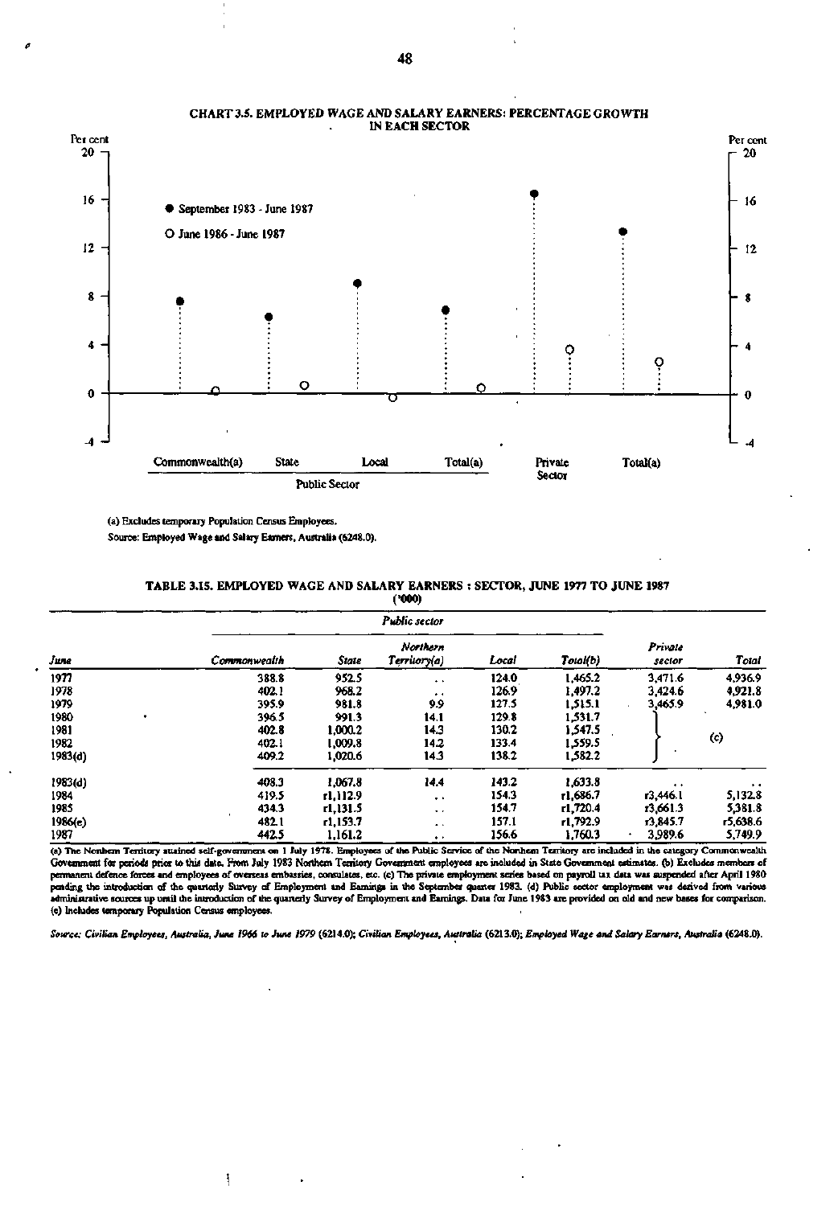### CHART 3.5. EMPLOYED WAGE AND SALARY EARNERS: PERCENTAGE GROWTH IN EACH SECTOR

● September 1983 - June 1987

○ June 1986 - June 1987

Commonwealth(a) State Local Total(a) — Public Sector; Private Sector; Total(a)

(a) Excludes temporary Population Census Employees.

Source: Employed Wage and Salary Earners, Australia (6248.0).

### TABLE 3.15. EMPLOYED WAGE AND SALARY EARNERS : SECTOR, JUNE 1977 TO JUNE 1987

('000)

| | *Public sector* | | | | | | |
|---|---|---|---|---|---|---|---|
| *June* | *Commonwealth* | *State* | *Northern Territory(a)* | *Local* | *Total(b)* | *Private sector* | *Total* |
| 1977 | 388.8 | 952.5 | .. | 124.0 | 1,465.2 | 3,471.6 | 4,936.9 |
| 1978 | 402.1 | 968.2 | .. | 126.9 | 1,497.2 | 3,424.6 | 4,921.8 |
| 1979 | 395.9 | 981.8 | 9.9 | 127.5 | 1,515.1 | 3,465.9 | 4,981.0 |
| 1980 | 396.5 | 991.3 | 14.1 | 129.8 | 1,531.7 | (c) | |
| 1981 | 402.8 | 1,000.2 | 14.3 | 130.2 | 1,547.5 | | |
| 1982 | 402.1 | 1,009.8 | 14.2 | 133.4 | 1,559.5 | | |
| 1983(d) | 409.2 | 1,020.6 | 14.3 | 138.2 | 1,582.2 | | |
| 1983(d) | 408.3 | 1,067.8 | 14.4 | 143.2 | 1,633.8 | .. | .. |
| 1984 | 419.5 | r1,112.9 | .. | 154.3 | r1,686.7 | r3,446.1 | 5,132.8 |
| 1985 | 434.3 | r1,131.5 | .. | 154.7 | r1,720.4 | r3,661.3 | 5,381.8 |
| 1986(e) | 482.1 | r1,153.7 | .. | 157.1 | r1,792.9 | r3,845.7 | r5,638.6 |
| 1987 | 442.5 | 1,161.2 | .. | 156.6 | 1,760.3 | 3,989.6 | 5,749.9 |

(a) The Northern Territory attained self-government on 1 July 1978. Employees of the Public Service of the Northern Territory are included in the category Commonwealth Government for periods prior to this date. From July 1983 Northern Territory Government employees are included in State Government estimates. (b) Excludes members of permanent defence forces and employees of overseas embassies, consulates, etc. (c) The private employment series based on payroll tax data was suspended after April 1980 pending the introduction of the quarterly Survey of Employment and Earnings in the September quarter 1983. (d) Public sector employment was derived from various administrative sources up until the introduction of the quarterly Survey of Employment and Earnings. Data for June 1983 are provided on old and new bases for comparison. (e) Includes temporary Population Census employees.

*Source: Civilian Employees, Australia, June 1966 to June 1979* (6214.0); *Civilian Employees, Australia* (6213.0); *Employed Wage and Salary Earners, Australia* (6248.0).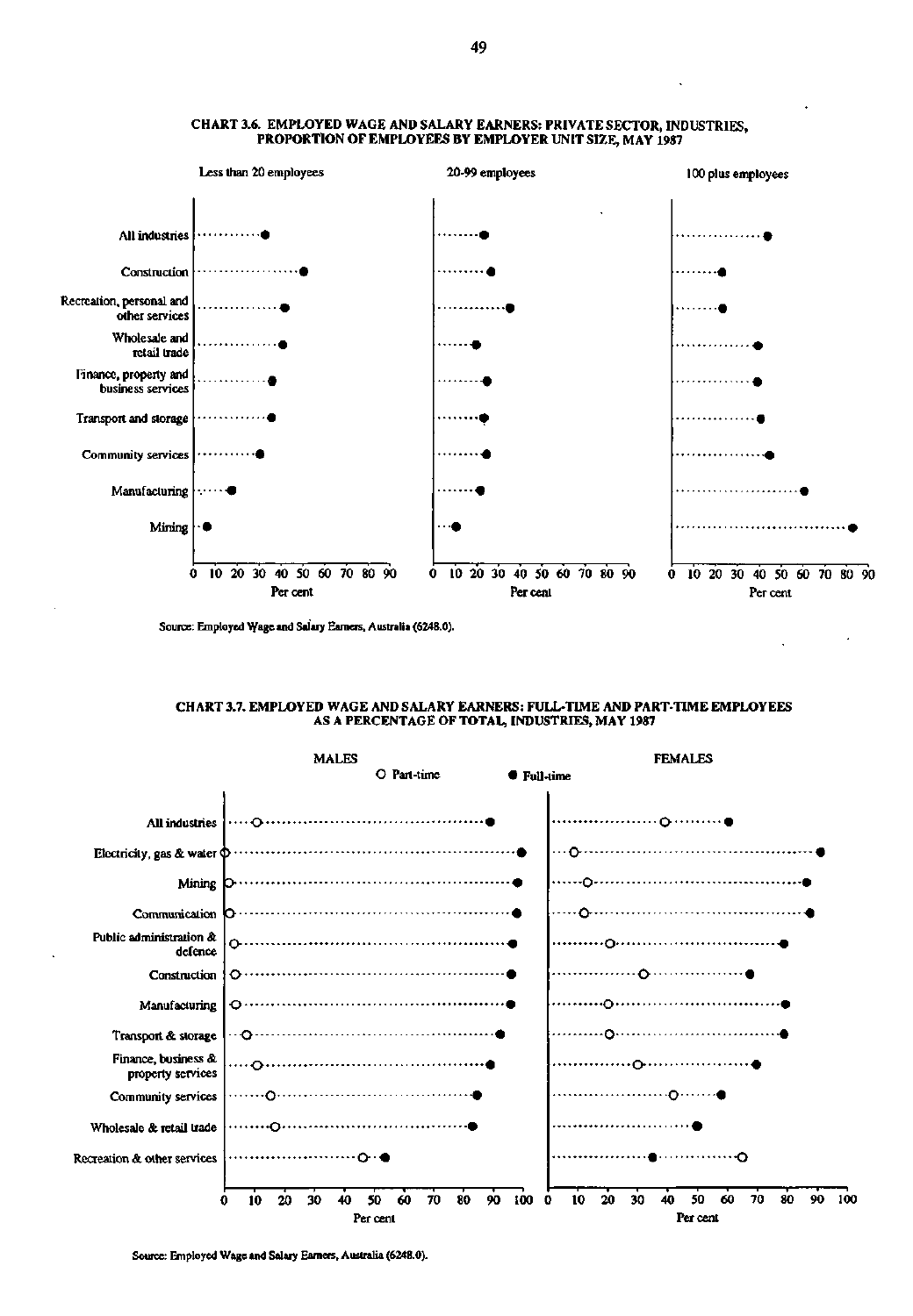**CHART 3.6. EMPLOYED WAGE AND SALARY EARNERS: PRIVATE SECTOR, INDUSTRIES, PROPORTION OF EMPLOYEES BY EMPLOYER UNIT SIZE, MAY 1987**

Less than 20 employees | 20-99 employees | 100 plus employees

All industries
Construction
Recreation, personal and other services
Wholesale and retail trade
Finance, property and business services
Transport and storage
Community services
Manufacturing
Mining

0 10 20 30 40 50 60 70 80 90
Per cent

Source: Employed Wage and Salary Earners, Australia (6248.0).

**CHART 3.7. EMPLOYED WAGE AND SALARY EARNERS: FULL-TIME AND PART-TIME EMPLOYEES AS A PERCENTAGE OF TOTAL, INDUSTRIES, MAY 1987**

MALES | FEMALES

○ Part-time ● Full-time

All industries
Electricity, gas & water
Mining
Communication
Public administration & defence
Construction
Manufacturing
Transport & storage
Finance, business & property services
Community services
Wholesale & retail trade
Recreation & other services

0 10 20 30 40 50 60 70 80 90 100
Per cent

Source: Employed Wage and Salary Earners, Australia (6248.0).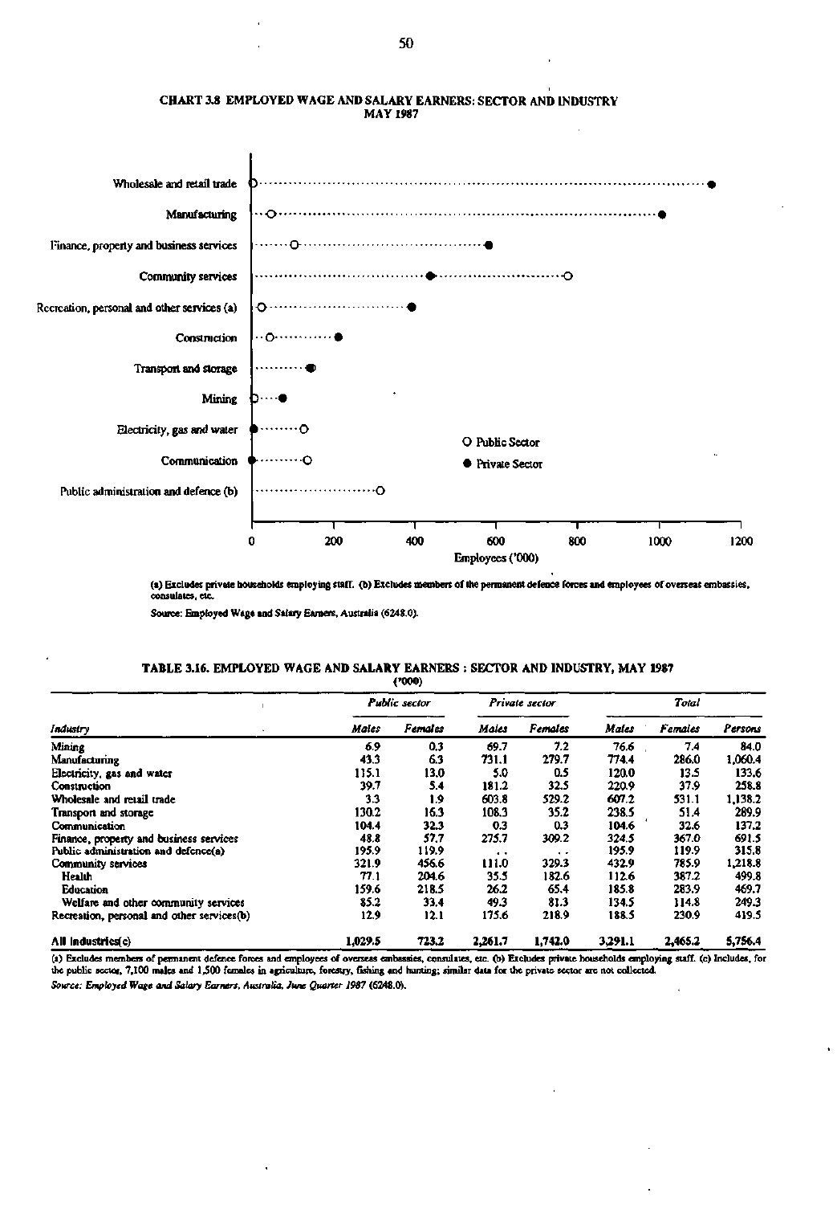# CHART 3.8 EMPLOYED WAGE AND SALARY EARNERS: SECTOR AND INDUSTRY MAY 1987

(a) Excludes private households employing staff. (b) Excludes members of the permanent defence forces and employees of overseas embassies, consulates, etc.

Source: Employed Wage and Salary Earners, Australia (6248.0).

## TABLE 3.16. EMPLOYED WAGE AND SALARY EARNERS : SECTOR AND INDUSTRY, MAY 1987

('000)

| Industry | Public sector | | Private sector | | Total | | |
|---|---|---|---|---|---|---|---|
| | *Males* | *Females* | *Males* | *Females* | *Males* | *Females* | *Persons* |
| Mining | 6.9 | 0.3 | 69.7 | 7.2 | 76.6 | 7.4 | 84.0 |
| Manufacturing | 43.3 | 6.3 | 731.1 | 279.7 | 774.4 | 286.0 | 1,060.4 |
| Electricity, gas and water | 115.1 | 13.0 | 5.0 | 0.5 | 120.0 | 13.5 | 133.6 |
| Construction | 39.7 | 5.4 | 181.2 | 32.5 | 220.9 | 37.9 | 258.8 |
| Wholesale and retail trade | 3.3 | 1.9 | 603.8 | 529.2 | 607.2 | 531.1 | 1,138.2 |
| Transport and storage | 130.2 | 16.3 | 108.3 | 35.2 | 238.5 | 51.4 | 289.9 |
| Communication | 104.4 | 32.3 | 0.3 | 0.3 | 104.6 | 32.6 | 137.2 |
| Finance, property and business services | 48.8 | 57.7 | 275.7 | 309.2 | 324.5 | 367.0 | 691.5 |
| Public administration and defence(a) | 195.9 | 119.9 | . . | . . | 195.9 | 119.9 | 315.8 |
| Community services | 321.9 | 456.6 | 111.0 | 329.3 | 432.9 | 785.9 | 1,218.8 |
| Health | 77.1 | 204.6 | 35.5 | 182.6 | 112.6 | 387.2 | 499.8 |
| Education | 159.6 | 218.5 | 26.2 | 65.4 | 185.8 | 283.9 | 469.7 |
| Welfare and other community services | 85.2 | 33.4 | 49.3 | 81.3 | 134.5 | 114.8 | 249.3 |
| Recreation, personal and other services(b) | 12.9 | 12.1 | 175.6 | 218.9 | 188.5 | 230.9 | 419.5 |
| **All industries(c)** | 1,029.5 | 723.2 | 2,261.7 | 1,742.0 | 3,291.1 | 2,465.2 | 5,756.4 |

(a) Excludes members of permanent defence forces and employees of overseas embassies, consulates, etc. (b) Excludes private households employing staff. (c) Includes, for the public sector, 7,100 males and 1,500 females in agriculture, forestry, fishing and hunting; similar data for the private sector are not collected.

*Source: Employed Wage and Salary Earners, Australia, June Quarter 1987 (6248.0).*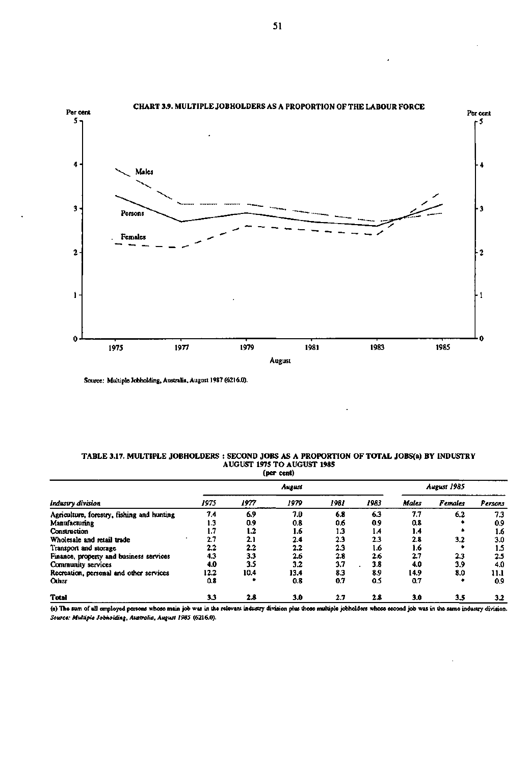**CHART 3.9. MULTIPLE JOBHOLDERS AS A PROPORTION OF THE LABOUR FORCE**

Per cent

Males

Persons

Females

1975 1977 1979 1981 1983 1985

August

Source: Multiple Jobholding, Australia, August 1987 (6216.0).

**TABLE 3.17. MULTIPLE JOBHOLDERS : SECOND JOBS AS A PROPORTION OF TOTAL JOBS(a) BY INDUSTRY AUGUST 1975 TO AUGUST 1985**
**(per cent)**

| *Industry division* | *August* | | | | | *August 1985* | | |
|---|---|---|---|---|---|---|---|---|
| | *1975* | *1977* | *1979* | *1981* | *1983* | *Males* | *Females* | *Persons* |
| Agriculture, forestry, fishing and hunting | 7.4 | 6.9 | 7.0 | 6.8 | 6.3 | 7.7 | 6.2 | 7.3 |
| Manufacturing | 1.3 | 0.9 | 0.8 | 0.6 | 0.9 | 0.8 | * | 0.9 |
| Construction | 1.7 | 1.2 | 1.6 | 1.3 | 1.4 | 1.4 | * | 1.6 |
| Wholesale and retail trade | 2.7 | 2.1 | 2.4 | 2.3 | 2.3 | 2.8 | 3.2 | 3.0 |
| Transport and storage | 2.2 | 2.2 | 2.2 | 2.3 | 1.6 | 1.6 | * | 1.5 |
| Finance, property and business services | 4.3 | 3.3 | 2.6 | 2.8 | 2.6 | 2.7 | 2.3 | 2.5 |
| Community services | 4.0 | 3.5 | 3.2 | 3.7 | 3.8 | 4.0 | 3.9 | 4.0 |
| Recreation, personal and other services | 12.2 | 10.4 | 13.4 | 8.3 | 8.9 | 14.9 | 8.0 | 11.1 |
| Other | 0.8 | * | 0.8 | 0.7 | 0.5 | 0.7 | * | 0.9 |
| **Total** | **3.3** | **2.8** | **3.0** | **2.7** | **2.8** | **3.0** | **3.5** | **3.2** |

(a) The sum of all employed persons whose main job was in the relevant industry division plus those multiple jobholders whose second job was in the same industry division.
*Source: Multiple Jobholding, Australia, August 1985* (6216.0).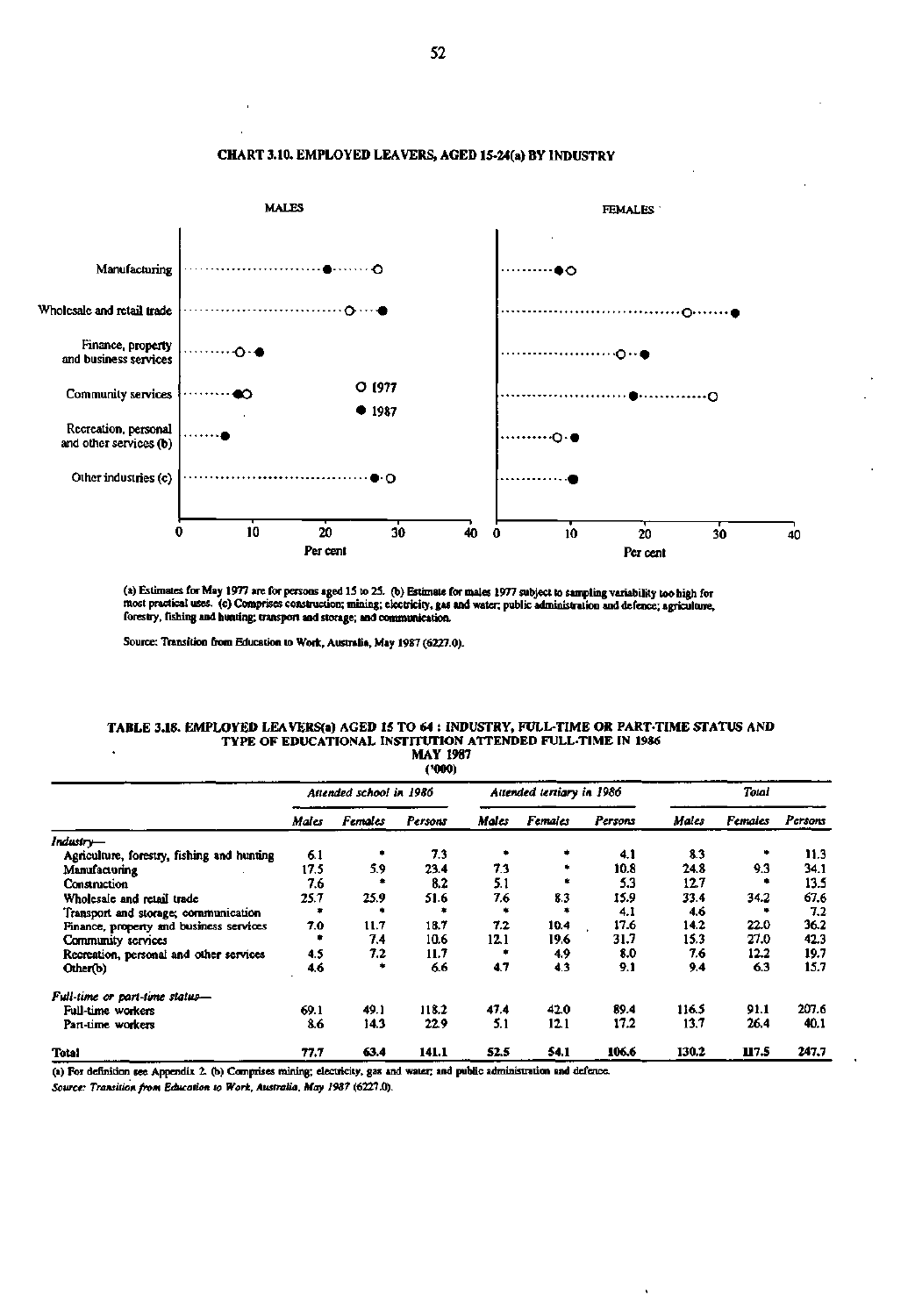**CHART 3.10. EMPLOYED LEAVERS, AGED 15-24(a) BY INDUSTRY**

MALES

FEMALES

Manufacturing

Wholesale and retail trade

Finance, property and business services

Community services

Recreation, personal and other services (b)

Other industries (c)

O 1977

● 1987

Per cent

(a) Estimates for May 1977 are for persons aged 15 to 25. (b) Estimate for males 1977 subject to sampling variability too high for most practical uses. (c) Comprises construction; mining; electricity, gas and water; public administration and defence; agriculture, forestry, fishing and hunting; transport and storage; and communication.

Source: Transition from Education to Work, Australia, May 1987 (6227.0).

**TABLE 3.18. EMPLOYED LEAVERS(a) AGED 15 TO 64 : INDUSTRY, FULL-TIME OR PART-TIME STATUS AND TYPE OF EDUCATIONAL INSTITUTION ATTENDED FULL-TIME IN 1986**
**MAY 1987**
**('000)**

| | *Attended school in 1986* | | | *Attended tertiary in 1986* | | | *Total* | | |
|---|---|---|---|---|---|---|---|---|---|
| | *Males* | *Females* | *Persons* | *Males* | *Females* | *Persons* | *Males* | *Females* | *Persons* |
| *Industry—* | | | | | | | | | |
| Agriculture, forestry, fishing and hunting | 6.1 | * | 7.3 | * | * | 4.1 | 8.3 | * | 11.3 |
| Manufacturing | 17.5 | 5.9 | 23.4 | 7.3 | * | 10.8 | 24.8 | 9.3 | 34.1 |
| Construction | 7.6 | * | 8.2 | 5.1 | * | 5.3 | 12.7 | * | 13.5 |
| Wholesale and retail trade | 25.7 | 25.9 | 51.6 | 7.6 | 8.3 | 15.9 | 33.4 | 34.2 | 67.6 |
| Transport and storage; communication | * | * | * | * | * | 4.1 | 4.6 | * | 7.2 |
| Finance, property and business services | 7.0 | 11.7 | 18.7 | 7.2 | 10.4 | 17.6 | 14.2 | 22.0 | 36.2 |
| Community services | * | 7.4 | 10.6 | 12.1 | 19.6 | 31.7 | 15.3 | 27.0 | 42.3 |
| Recreation, personal and other services | 4.5 | 7.2 | 11.7 | * | 4.9 | 8.0 | 7.6 | 12.2 | 19.7 |
| Other(b) | 4.6 | * | 6.6 | 4.7 | 4.3 | 9.1 | 9.4 | 6.3 | 15.7 |
| *Full-time or part-time status—* | | | | | | | | | |
| Full-time workers | 69.1 | 49.1 | 118.2 | 47.4 | 42.0 | 89.4 | 116.5 | 91.1 | 207.6 |
| Part-time workers | 8.6 | 14.3 | 22.9 | 5.1 | 12.1 | 17.2 | 13.7 | 26.4 | 40.1 |
| **Total** | **77.7** | **63.4** | **141.1** | **52.5** | **54.1** | **106.6** | **130.2** | **117.5** | **247.7** |

(a) For definition see Appendix 2. (b) Comprises mining; electricity, gas and water; and public administration and defence.

*Source: Transition from Education to Work, Australia, May 1987 (6227.0).*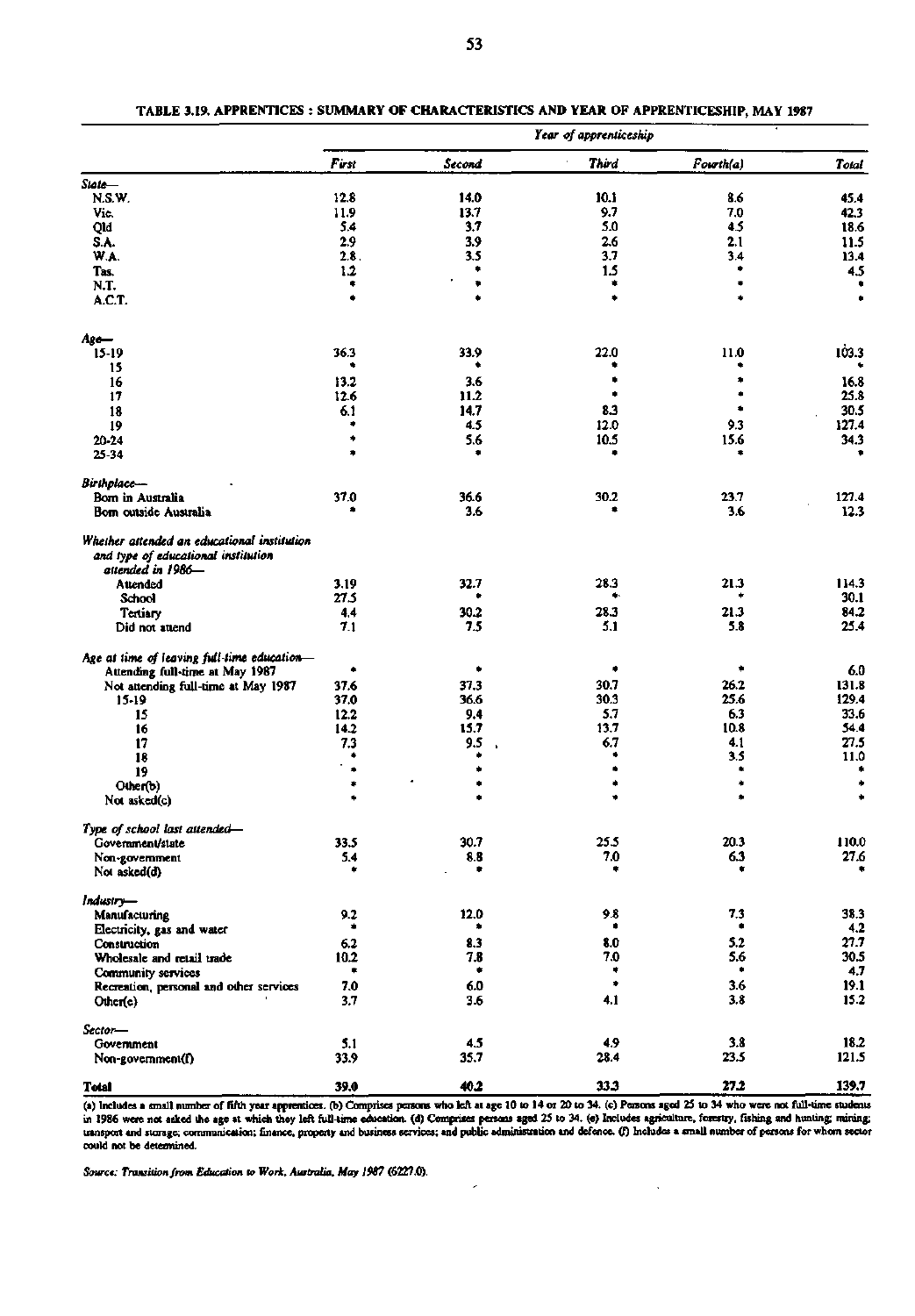**TABLE 3.19. APPRENTICES : SUMMARY OF CHARACTERISTICS AND YEAR OF APPRENTICESHIP, MAY 1987**

| | *Year of apprenticeship* | | | | |
|---|---|---|---|---|---|
| | *First* | *Second* | *Third* | *Fourth(a)* | *Total* |
| *State—* | | | | | |
| N.S.W. | 12.8 | 14.0 | 10.1 | 8.6 | 45.4 |
| Vic. | 11.9 | 13.7 | 9.7 | 7.0 | 42.3 |
| Qld | 5.4 | 3.7 | 5.0 | 4.5 | 18.6 |
| S.A. | 2.9 | 3.9 | 2.6 | 2.1 | 11.5 |
| W.A. | 2.8 | 3.5 | 3.7 | 3.4 | 13.4 |
| Tas. | 1.2 | * | 1.5 | * | 4.5 |
| N.T. | * | * | * | * | * |
| A.C.T. | * | * | * | * | * |
| *Age—* | | | | | |
| 15-19 | 36.3 | 33.9 | 22.0 | 11.0 | 103.3 |
| 15 | * | * | * | * | * |
| 16 | 13.2 | 3.6 | * | * | 16.8 |
| 17 | 12.6 | 11.2 | * | * | 25.8 |
| 18 | 6.1 | 14.7 | 8.3 | * | 30.5 |
| 19 | * | 4.5 | 12.0 | 9.3 | 127.4 |
| 20-24 | * | 5.6 | 10.5 | 15.6 | 34.3 |
| 25-34 | * | * | * | * | * |
| *Birthplace—* | | | | | |
| Born in Australia | 37.0 | 36.6 | 30.2 | 23.7 | 127.4 |
| Born outside Australia | * | 3.6 | * | 3.6 | 12.3 |
| *Whether attended an educational institution and type of educational institution attended in 1986—* | | | | | |
| Attended | 3.19 | 32.7 | 28.3 | 21.3 | 114.3 |
| School | 27.5 | * | * | * | 30.1 |
| Tertiary | 4.4 | 30.2 | 28.3 | 21.3 | 84.2 |
| Did not attend | 7.1 | 7.5 | 5.1 | 5.8 | 25.4 |
| *Age at time of leaving full-time education—* | | | | | |
| Attending full-time at May 1987 | * | * | * | * | 6.0 |
| Not attending full-time at May 1987 | 37.6 | 37.3 | 30.7 | 26.2 | 131.8 |
| 15-19 | 37.0 | 36.6 | 30.3 | 25.6 | 129.4 |
| 15 | 12.2 | 9.4 | 5.7 | 6.3 | 33.6 |
| 16 | 14.2 | 15.7 | 13.7 | 10.8 | 54.4 |
| 17 | 7.3 | 9.5 | 6.7 | 4.1 | 27.5 |
| 18 | * | * | * | 3.5 | 11.0 |
| 19 | * | * | * | * | * |
| Other(b) | * | * | * | * | * |
| Not asked(c) | * | * | * | * | * |
| *Type of school last attended—* | | | | | |
| Government/state | 33.5 | 30.7 | 25.5 | 20.3 | 110.0 |
| Non-government | 5.4 | 8.8 | 7.0 | 6.3 | 27.6 |
| Not asked(d) | * | * | * | * | * |
| *Industry—* | | | | | |
| Manufacturing | 9.2 | 12.0 | 9.8 | 7.3 | 38.3 |
| Electricity, gas and water | * | * | * | * | 4.2 |
| Construction | 6.2 | 8.3 | 8.0 | 5.2 | 27.7 |
| Wholesale and retail trade | 10.2 | 7.8 | 7.0 | 5.6 | 30.5 |
| Community services | * | * | * | * | 4.7 |
| Recreation, personal and other services | 7.0 | 6.0 | * | 3.6 | 19.1 |
| Other(e) | 3.7 | 3.6 | 4.1 | 3.8 | 15.2 |
| *Sector—* | | | | | |
| Government | 5.1 | 4.5 | 4.9 | 3.8 | 18.2 |
| Non-government(f) | 33.9 | 35.7 | 28.4 | 23.5 | 121.5 |
| **Total** | **39.0** | **40.2** | **33.3** | **27.2** | **139.7** |

(a) Includes a small number of fifth year apprentices. (b) Comprises persons who left at age 10 to 14 or 20 to 34. (c) Persons aged 25 to 34 who were not full-time students in 1986 were not asked the age at which they left full-time education. (d) Comprises persons aged 25 to 34. (e) Includes agriculture, forestry, fishing and hunting; mining; transport and storage; communication; finance, property and business services; and public administration and defence. (f) Includes a small number of persons for whom sector could not be determined.

*Source: Transition from Education to Work, Australia, May 1987 (6227.0).*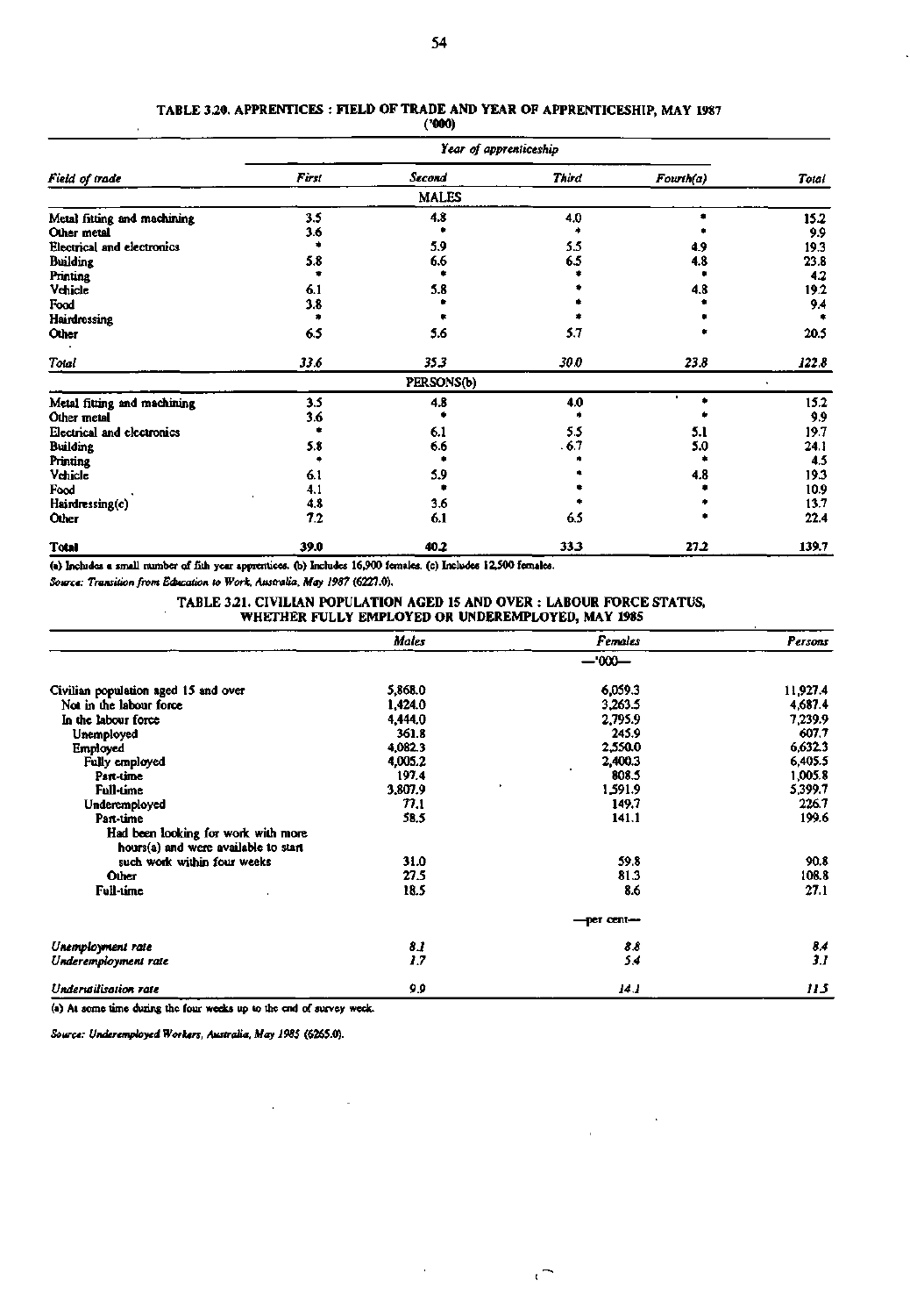## TABLE 3.20. APPRENTICES : FIELD OF TRADE AND YEAR OF APPRENTICESHIP, MAY 1987

('000)

| Field of trade | Year of apprenticeship | | | | Total |
|---|---|---|---|---|---|
| | First | Second | Third | Fourth(a) | |
| | | MALES | | | |
| Metal fitting and machining | 3.5 | 4.8 | 4.0 | * | 15.2 |
| Other metal | 3.6 | * | * | * | 9.9 |
| Electrical and electronics | * | 5.9 | 5.5 | 4.9 | 19.3 |
| Building | 5.8 | 6.6 | 6.5 | 4.8 | 23.8 |
| Printing | * | * | * | * | 4.2 |
| Vehicle | 6.1 | 5.8 | * | 4.8 | 19.2 |
| Food | 3.8 | * | * | * | 9.4 |
| Hairdressing | * | * | * | * | * |
| Other | 6.5 | 5.6 | 5.7 | * | 20.5 |
| *Total* | *33.6* | *35.3* | *30.0* | *23.8* | *122.8* |
| | | PERSONS(b) | | | |
| Metal fitting and machining | 3.5 | 4.8 | 4.0 | * | 15.2 |
| Other metal | 3.6 | * | * | * | 9.9 |
| Electrical and electronics | * | 6.1 | 5.5 | 5.1 | 19.7 |
| Building | 5.8 | 6.6 | 6.7 | 5.0 | 24.1 |
| Printing | * | * | * | * | 4.5 |
| Vehicle | 6.1 | 5.9 | * | 4.8 | 19.3 |
| Food | 4.1 | * | * | * | 10.9 |
| Hairdressing(c) | 4.8 | 3.6 | * | * | 13.7 |
| Other | 7.2 | 6.1 | 6.5 | * | 22.4 |
| **Total** | **39.0** | **40.2** | **33.3** | **27.2** | **139.7** |

(a) Includes a small number of fifth year apprentices. (b) Includes 16,900 females. (c) Includes 12,500 females.

*Source: Transition from Education to Work, Australia, May 1987 (6227.0).*

## TABLE 3.21. CIVILIAN POPULATION AGED 15 AND OVER : LABOUR FORCE STATUS, WHETHER FULLY EMPLOYED OR UNDEREMPLOYED, MAY 1985

| | Males | Females | Persons |
|---|---|---|---|
| | | —'000— | |
| Civilian population aged 15 and over | 5,868.0 | 6,059.3 | 11,927.4 |
| Not in the labour force | 1,424.0 | 3,263.5 | 4,687.4 |
| In the labour force | 4,444.0 | 2,795.9 | 7,239.9 |
| Unemployed | 361.8 | 245.9 | 607.7 |
| Employed | 4,082.3 | 2,550.0 | 6,632.3 |
| Fully employed | 4,005.2 | 2,400.3 | 6,405.5 |
| Part-time | 197.4 | 808.5 | 1,005.8 |
| Full-time | 3,807.9 | 1,591.9 | 5,399.7 |
| Underemployed | 77.1 | 149.7 | 226.7 |
| Part-time | 58.5 | 141.1 | 199.6 |
| Had been looking for work with more hours(a) and were available to start such work within four weeks | 31.0 | 59.8 | 90.8 |
| Other | 27.5 | 81.3 | 108.8 |
| Full-time | 18.5 | 8.6 | 27.1 |
| | | —per cent— | |
| *Unemployment rate* | *8.1* | *8.8* | *8.4* |
| *Underemployment rate* | *1.7* | *5.4* | *3.1* |
| *Underutilisation rate* | *9.9* | *14.1* | *11.5* |

(a) At some time during the four weeks up to the end of survey week.

*Source: Underemployed Workers, Australia, May 1985 (6265.0).*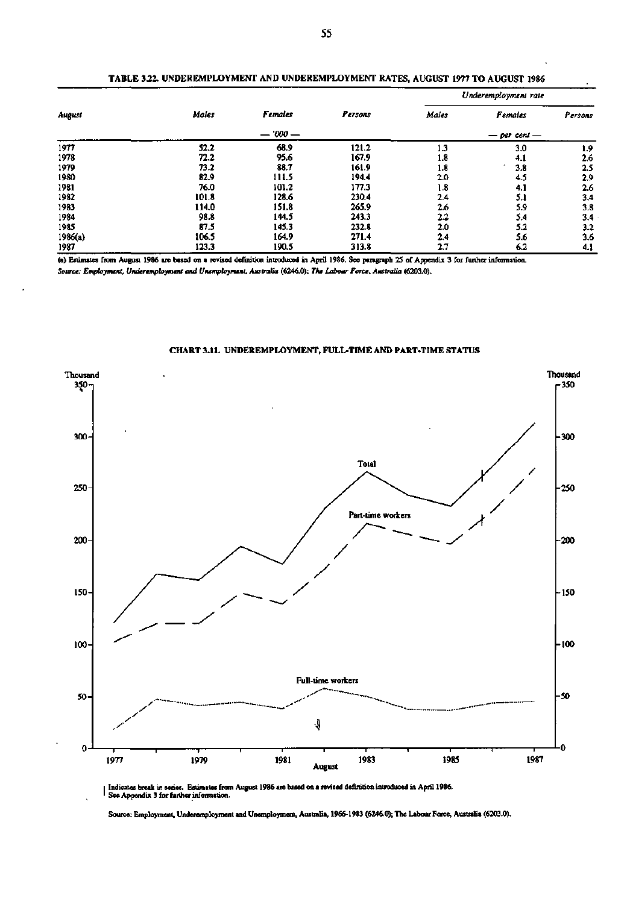TABLE 3.22. UNDEREMPLOYMENT AND UNDEREMPLOYMENT RATES, AUGUST 1977 TO AUGUST 1986

| August | Males | Females | Persons | Underemployment rate | | |
|---|---|---|---|---|---|---|
| | | | | Males | Females | Persons |
| | | — '000 — | | | — per cent — | |
| 1977 | 52.2 | 68.9 | 121.2 | 1.3 | 3.0 | 1.9 |
| 1978 | 72.2 | 95.6 | 167.9 | 1.8 | 4.1 | 2.6 |
| 1979 | 73.2 | 88.7 | 161.9 | 1.8 | 3.8 | 2.5 |
| 1980 | 82.9 | 111.5 | 194.4 | 2.0 | 4.5 | 2.9 |
| 1981 | 76.0 | 101.2 | 177.3 | 1.8 | 4.1 | 2.6 |
| 1982 | 101.8 | 128.6 | 230.4 | 2.4 | 5.1 | 3.4 |
| 1983 | 114.0 | 151.8 | 265.9 | 2.6 | 5.9 | 3.8 |
| 1984 | 98.8 | 144.5 | 243.3 | 2.2 | 5.4 | 3.4 |
| 1985 | 87.5 | 145.3 | 232.8 | 2.0 | 5.2 | 3.2 |
| 1986(a) | 106.5 | 164.9 | 271.4 | 2.4 | 5.6 | 3.6 |
| 1987 | 123.3 | 190.5 | 313.8 | 2.7 | 6.2 | 4.1 |

(a) Estimates from August 1986 are based on a revised definition introduced in April 1986. See paragraph 25 of Appendix 3 for further information.

*Source: Employment, Underemployment and Unemployment, Australia* (6246.0); *The Labour Force, Australia* (6203.0).

CHART 3.11. UNDEREMPLOYMENT, FULL-TIME AND PART-TIME STATUS

| Indicates break in series. Estimates from August 1986 are based on a revised definition introduced in April 1986. See Appendix 3 for further information.

Source: Employment, Underemployment and Unemployment, Australia, 1966-1983 (6246.0); The Labour Force, Australia (6203.0).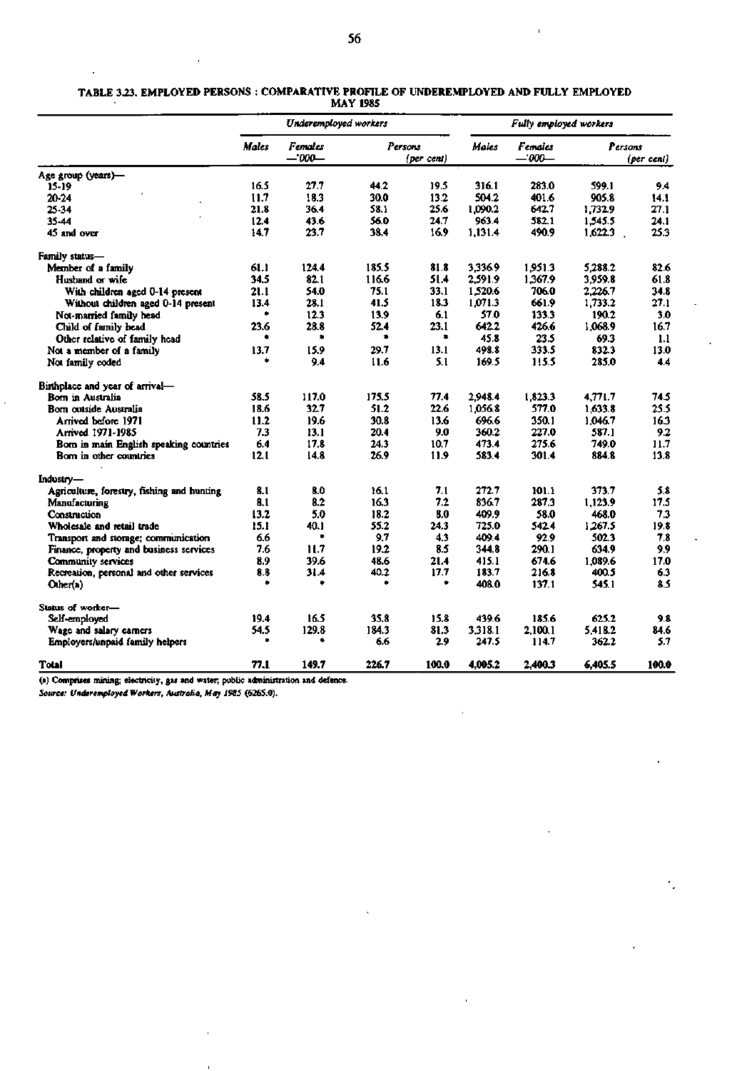**TABLE 3.23. EMPLOYED PERSONS : COMPARATIVE PROFILE OF UNDEREMPLOYED AND FULLY EMPLOYED MAY 1985**

| | Underemployed workers | | | | Fully employed workers | | | |
|---|---|---|---|---|---|---|---|---|
| | Males | Females —'000— | Persons | (per cent) | Males | Females —'000— | Persons | (per cent) |
| **Age group (years)—** | | | | | | | | |
| 15-19 | 16.5 | 27.7 | 44.2 | 19.5 | 316.1 | 283.0 | 599.1 | 9.4 |
| 20-24 | 11.7 | 18.3 | 30.0 | 13.2 | 504.2 | 401.6 | 905.8 | 14.1 |
| 25-34 | 21.8 | 36.4 | 58.1 | 25.6 | 1,090.2 | 642.7 | 1,732.9 | 27.1 |
| 35-44 | 12.4 | 43.6 | 56.0 | 24.7 | 963.4 | 582.1 | 1,545.5 | 24.1 |
| 45 and over | 14.7 | 23.7 | 38.4 | 16.9 | 1,131.4 | 490.9 | 1,622.3 | 25.3 |
| **Family status—** | | | | | | | | |
| Member of a family | 61.1 | 124.4 | 185.5 | 81.8 | 3,336.9 | 1,951.3 | 5,288.2 | 82.6 |
| Husband or wife | 34.5 | 82.1 | 116.6 | 51.4 | 2,591.9 | 1,367.9 | 3,959.8 | 61.8 |
| With children aged 0-14 present | 21.1 | 54.0 | 75.1 | 33.1 | 1,520.6 | 706.0 | 2,226.7 | 34.8 |
| Without children aged 0-14 present | 13.4 | 28.1 | 41.5 | 18.3 | 1,071.3 | 661.9 | 1,733.2 | 27.1 |
| Not-married family head | * | 12.3 | 13.9 | 6.1 | 57.0 | 133.3 | 190.2 | 3.0 |
| Child of family head | 23.6 | 28.8 | 52.4 | 23.1 | 642.2 | 426.6 | 1,068.9 | 16.7 |
| Other relative of family head | * | * | * | * | 45.8 | 23.5 | 69.3 | 1.1 |
| Not a member of a family | 13.7 | 15.9 | 29.7 | 13.1 | 498.8 | 333.5 | 832.3 | 13.0 |
| Not family coded | * | 9.4 | 11.6 | 5.1 | 169.5 | 115.5 | 285.0 | 4.4 |
| **Birthplace and year of arrival—** | | | | | | | | |
| Born in Australia | 58.5 | 117.0 | 175.5 | 77.4 | 2,948.4 | 1,823.3 | 4,771.7 | 74.5 |
| Born outside Australia | 18.6 | 32.7 | 51.2 | 22.6 | 1,056.8 | 577.0 | 1,633.8 | 25.5 |
| Arrived before 1971 | 11.2 | 19.6 | 30.8 | 13.6 | 696.6 | 350.1 | 1,046.7 | 16.3 |
| Arrived 1971-1985 | 7.3 | 13.1 | 20.4 | 9.0 | 360.2 | 227.0 | 587.1 | 9.2 |
| Born in main English speaking countries | 6.4 | 17.8 | 24.3 | 10.7 | 473.4 | 275.6 | 749.0 | 11.7 |
| Born in other countries | 12.1 | 14.8 | 26.9 | 11.9 | 583.4 | 301.4 | 884.8 | 13.8 |
| **Industry—** | | | | | | | | |
| Agriculture, forestry, fishing and hunting | 8.1 | 8.0 | 16.1 | 7.1 | 272.7 | 101.1 | 373.7 | 5.8 |
| Manufacturing | 8.1 | 8.2 | 16.3 | 7.2 | 836.7 | 287.3 | 1,123.9 | 17.5 |
| Construction | 13.2 | 5.0 | 18.2 | 8.0 | 409.9 | 58.0 | 468.0 | 7.3 |
| Wholesale and retail trade | 15.1 | 40.1 | 55.2 | 24.3 | 725.0 | 542.4 | 1,267.5 | 19.8 |
| Transport and storage; communication | 6.6 | * | 9.7 | 4.3 | 409.4 | 92.9 | 502.3 | 7.8 |
| Finance, property and business services | 7.6 | 11.7 | 19.2 | 8.5 | 344.8 | 290.1 | 634.9 | 9.9 |
| Community services | 8.9 | 39.6 | 48.6 | 21.4 | 415.1 | 674.6 | 1,089.6 | 17.0 |
| Recreation, personal and other services | 8.8 | 31.4 | 40.2 | 17.7 | 183.7 | 216.8 | 400.5 | 6.3 |
| Other(a) | * | * | * | * | 408.0 | 137.1 | 545.1 | 8.5 |
| **Status of worker—** | | | | | | | | |
| Self-employed | 19.4 | 16.5 | 35.8 | 15.8 | 439.6 | 185.6 | 625.2 | 9.8 |
| Wage and salary earners | 54.5 | 129.8 | 184.3 | 81.3 | 3,318.1 | 2,100.1 | 5,418.2 | 84.6 |
| Employers/unpaid family helpers | * | * | 6.6 | 2.9 | 247.5 | 114.7 | 362.2 | 5.7 |
| **Total** | 77.1 | 149.7 | 226.7 | 100.0 | 4,005.2 | 2,400.3 | 6,405.5 | 100.0 |

(a) Comprises mining; electricity, gas and water; public administration and defence.

*Source: Underemployed Workers, Australia, May 1985* (6265.0).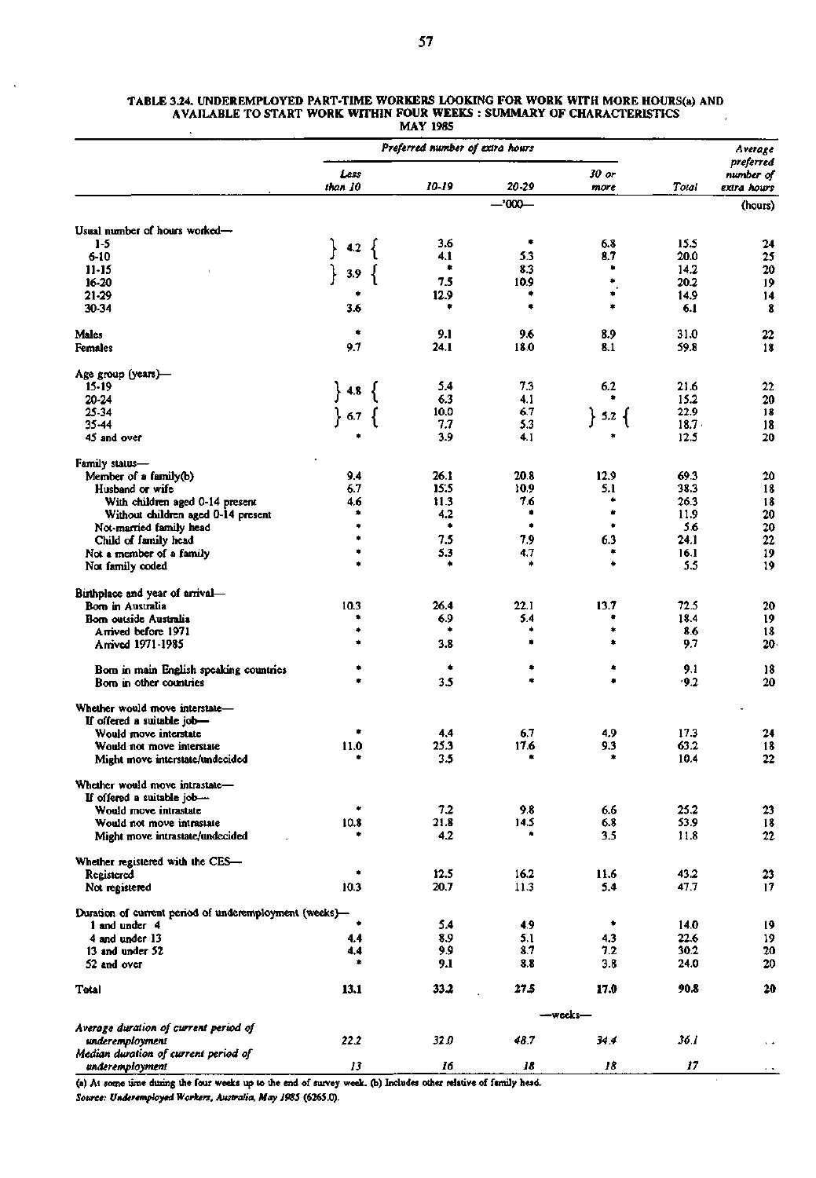**TABLE 3.24. UNDEREMPLOYED PART-TIME WORKERS LOOKING FOR WORK WITH MORE HOURS(a) AND AVAILABLE TO START WORK WITHIN FOUR WEEKS : SUMMARY OF CHARACTERISTICS**
**MAY 1985**

| | Preferred number of extra hours | | | | | Average preferred number of extra hours |
|---|---|---|---|---|---|---|
| | Less than 10 | 10-19 | 20-29 | 30 or more | Total | |
| | —'000— | | | | | (hours) |
| **Usual number of hours worked—** | | | | | | |
| 1-5 | } 4.2 | 3.6 | * | 6.8 | 15.5 | 24 |
| 6-10 | | 4.1 | 5.3 | 8.7 | 20.0 | 25 |
| 11-15 | } 3.9 | * | 8.3 | * | 14.2 | 20 |
| 16-20 | | 7.5 | 10.9 | * | 20.2 | 19 |
| 21-29 | * | 12.9 | * | * | 14.9 | 14 |
| 30-34 | 3.6 | * | * | * | 6.1 | 8 |
| Males | * | 9.1 | 9.6 | 8.9 | 31.0 | 22 |
| Females | 9.7 | 24.1 | 18.0 | 8.1 | 59.8 | 18 |
| **Age group (years)—** | | | | | | |
| 15-19 | } 4.8 | 5.4 | 7.3 | 6.2 | 21.6 | 22 |
| 20-24 | | 6.3 | 4.1 | * | 15.2 | 20 |
| 25-34 | } 6.7 | 10.0 | 6.7 | } 5.2 | 22.9 | 18 |
| 35-44 | | 7.7 | 5.3 | | 18.7 | 18 |
| 45 and over | * | 3.9 | 4.1 | * | 12.5 | 20 |
| **Family status—** | | | | | | |
| Member of a family(b) | 9.4 | 26.1 | 20.8 | 12.9 | 69.3 | 20 |
| Husband or wife | 6.7 | 15.5 | 10.9 | 5.1 | 38.3 | 18 |
| With children aged 0-14 present | 4.6 | 11.3 | 7.6 | * | 26.3 | 18 |
| Without children aged 0-14 present | * | 4.2 | * | * | 11.9 | 20 |
| Not-married family head | * | * | * | * | 5.6 | 20 |
| Child of family head | * | 7.5 | 7.9 | 6.3 | 24.1 | 22 |
| Not a member of a family | * | 5.3 | 4.7 | * | 16.1 | 19 |
| Not family coded | * | * | * | * | 5.5 | 19 |
| **Birthplace and year of arrival—** | | | | | | |
| Born in Australia | 10.3 | 26.4 | 22.1 | 13.7 | 72.5 | 20 |
| Born outside Australia | * | 6.9 | 5.4 | * | 18.4 | 19 |
| Arrived before 1971 | * | * | * | * | 8.6 | 18 |
| Arrived 1971-1985 | * | 3.8 | * | * | 9.7 | 20 |
| Born in main English speaking countries | * | * | * | * | 9.1 | 18 |
| Born in other countries | * | 3.5 | * | * | 9.2 | 20 |
| **Whether would move interstate—** | | | | | | |
| If offered a suitable job— | | | | | | |
| Would move interstate | * | 4.4 | 6.7 | 4.9 | 17.3 | 24 |
| Would not move interstate | 11.0 | 25.3 | 17.6 | 9.3 | 63.2 | 18 |
| Might move interstate/undecided | * | 3.5 | * | * | 10.4 | 22 |
| **Whether would move intrastate—** | | | | | | |
| If offered a suitable job— | | | | | | |
| Would move intrastate | * | 7.2 | 9.8 | 6.6 | 25.2 | 23 |
| Would not move intrastate | 10.8 | 21.8 | 14.5 | 6.8 | 53.9 | 18 |
| Might move intrastate/undecided | * | 4.2 | * | 3.5 | 11.8 | 22 |
| **Whether registered with the CES—** | | | | | | |
| Registered | * | 12.5 | 16.2 | 11.6 | 43.2 | 23 |
| Not registered | 10.3 | 20.7 | 11.3 | 5.4 | 47.7 | 17 |
| **Duration of current period of underemployment (weeks)—** | | | | | | |
| 1 and under 4 | * | 5.4 | 4.9 | * | 14.0 | 19 |
| 4 and under 13 | 4.4 | 8.9 | 5.1 | 4.3 | 22.6 | 19 |
| 13 and under 52 | 4.4 | 9.9 | 8.7 | 7.2 | 30.2 | 20 |
| 52 and over | * | 9.1 | 8.8 | 3.8 | 24.0 | 20 |
| **Total** | **13.1** | **33.2** | **27.5** | **17.0** | **90.8** | **20** |
| | —weeks— | | | | | |
| *Average duration of current period of underemployment* | *22.2* | *32.0* | *48.7* | *34.4* | *36.1* | .. |
| *Median duration of current period of underemployment* | *13* | *16* | *18* | *18* | *17* | .. |

(a) At some time during the four weeks up to the end of survey week. (b) Includes other relative of family head.

*Source: Underemployed Workers, Australia, May 1985 (6265.0).*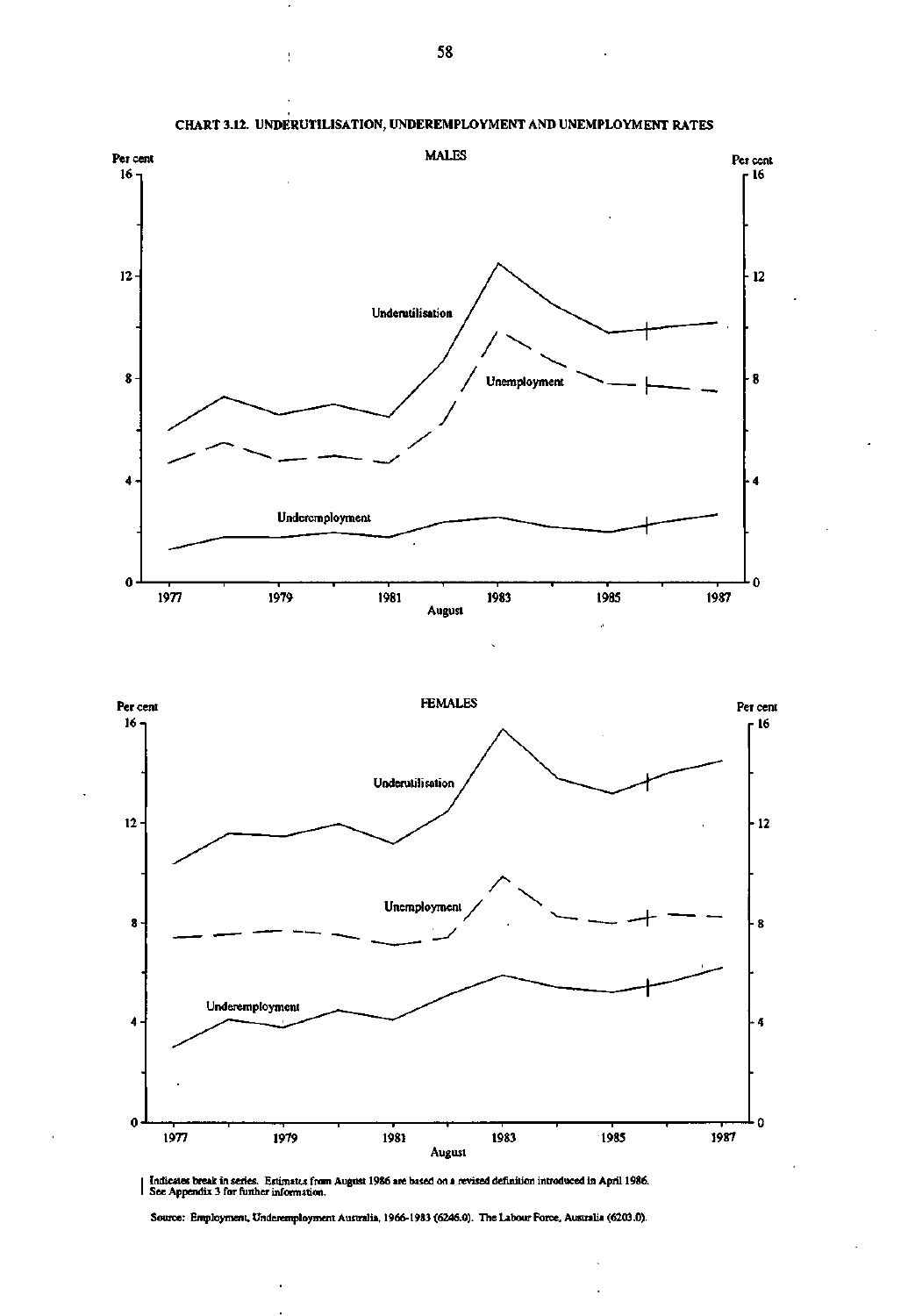# CHART 3.12. UNDERUTILISATION, UNDEREMPLOYMENT AND UNEMPLOYMENT RATES

MALES

Per cent

16

12

8

4

0

Underutilisation

Unemployment

Underemployment

1977 1979 1981 1983 1985 1987

August

FEMALES

Per cent

16

12

8

4

0

Underutilisation

Unemployment

Underemployment

1977 1979 1981 1983 1985 1987

August

| Indicates break in series. Estimates from August 1986 are based on a revised definition introduced in April 1986. See Appendix 3 for further information.

Source: Employment, Underemployment Australia, 1966-1983 (6246.0). The Labour Force, Australia (6203.0).